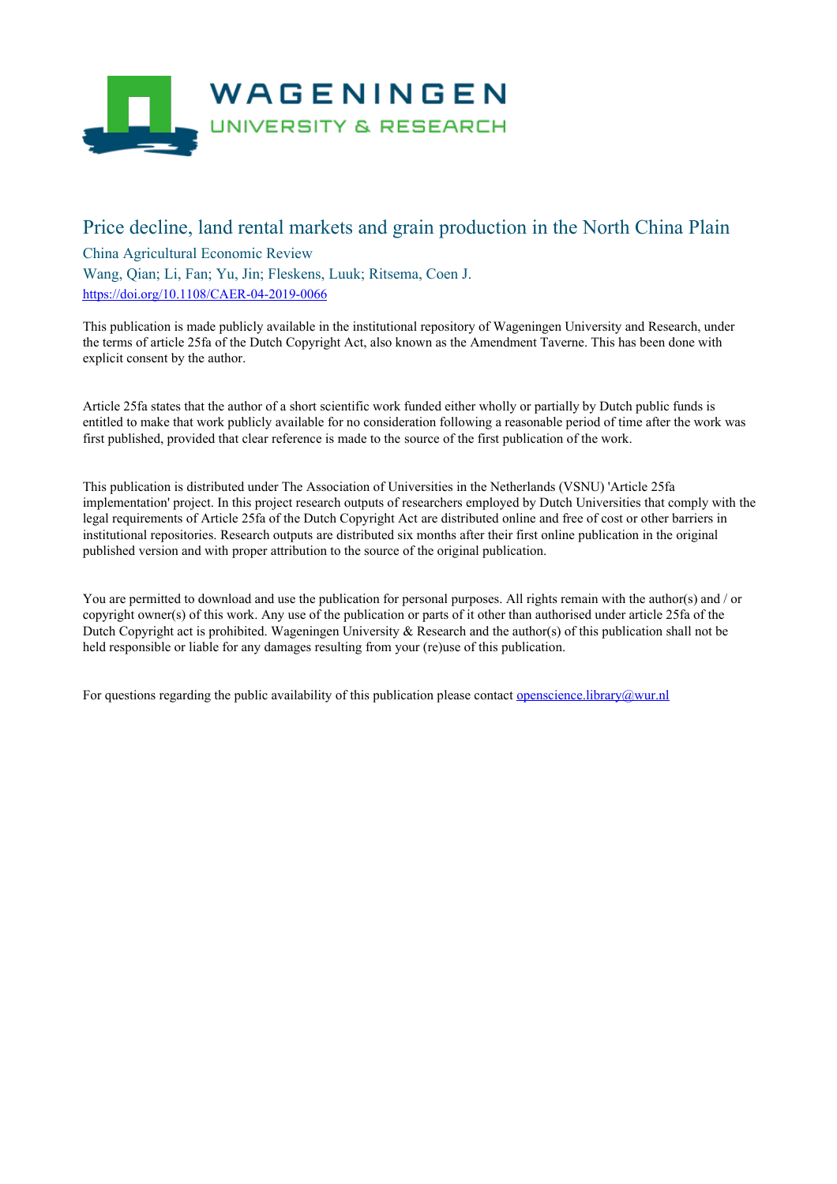# Price decline, land rental markets and grain production in the North China Plain

China Agricultural Economic Review

Wang, Qian; Li, Fan; Yu, Jin; Fleskens, Luuk; Ritsema, Coen J.

https://doi.org/10.1108/CAER-04-2019-0066

This publication is made publicly available in the institutional repository of Wageningen University and Research, under the terms of article 25fa of the Dutch Copyright Act, also known as the Amendment Taverne. This has been done with explicit consent by the author.

Article 25fa states that the author of a short scientific work funded either wholly or partially by Dutch public funds is entitled to make that work publicly available for no consideration following a reasonable period of time after the work was first published, provided that clear reference is made to the source of the first publication of the work.

This publication is distributed under The Association of Universities in the Netherlands (VSNU) 'Article 25fa implementation' project. In this project research outputs of researchers employed by Dutch Universities that comply with the legal requirements of Article 25fa of the Dutch Copyright Act are distributed online and free of cost or other barriers in institutional repositories. Research outputs are distributed six months after their first online publication in the original published version and with proper attribution to the source of the original publication.

You are permitted to download and use the publication for personal purposes. All rights remain with the author(s) and / or copyright owner(s) of this work. Any use of the publication or parts of it other than authorised under article 25fa of the Dutch Copyright act is prohibited. Wageningen University & Research and the author(s) of this publication shall not be held responsible or liable for any damages resulting from your (re)use of this publication.

For questions regarding the public availability of this publication please contact openscience.library@wur.nl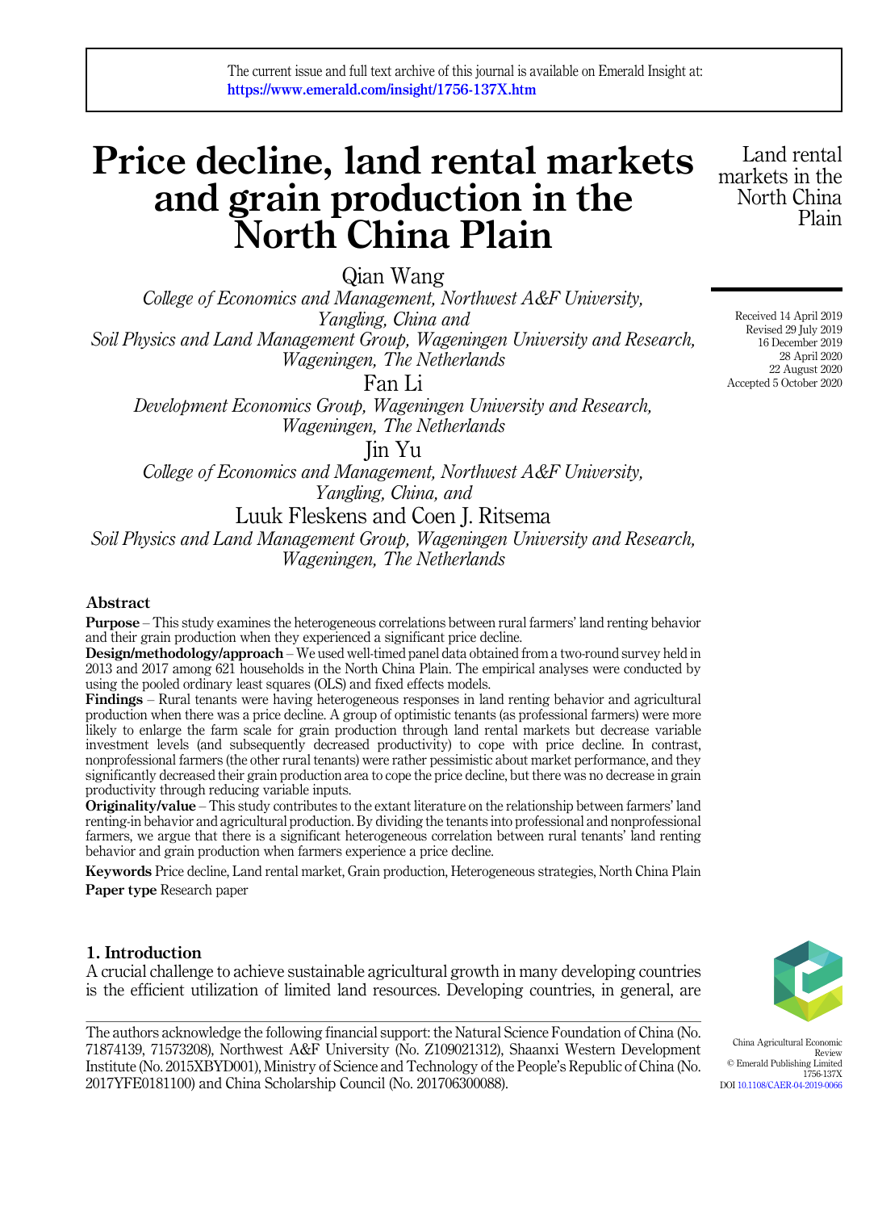# Price decline, land rental markets and grain production in the North China Plain

Qian Wang

*College of Economics and Management, Northwest A&F University, Yangling, China and*
*Soil Physics and Land Management Group, Wageningen University and Research, Wageningen, The Netherlands*

Fan Li

*Development Economics Group, Wageningen University and Research, Wageningen, The Netherlands*

Jin Yu

*College of Economics and Management, Northwest A&F University, Yangling, China, and*

Luuk Fleskens and Coen J. Ritsema

*Soil Physics and Land Management Group, Wageningen University and Research, Wageningen, The Netherlands*

Received 14 April 2019
Revised 29 July 2019
16 December 2019
28 April 2020
22 August 2020
Accepted 5 October 2020

## Abstract

**Purpose** – This study examines the heterogeneous correlations between rural farmers' land renting behavior and their grain production when they experienced a significant price decline.

**Design/methodology/approach** – We used well-timed panel data obtained from a two-round survey held in 2013 and 2017 among 621 households in the North China Plain. The empirical analyses were conducted by using the pooled ordinary least squares (OLS) and fixed effects models.

**Findings** – Rural tenants were having heterogeneous responses in land renting behavior and agricultural production when there was a price decline. A group of optimistic tenants (as professional farmers) were more likely to enlarge the farm scale for grain production through land rental markets but decrease variable investment levels (and subsequently decreased productivity) to cope with price decline. In contrast, nonprofessional farmers (the other rural tenants) were rather pessimistic about market performance, and they significantly decreased their grain production area to cope the price decline, but there was no decrease in grain productivity through reducing variable inputs.

**Originality/value** – This study contributes to the extant literature on the relationship between farmers' land renting-in behavior and agricultural production. By dividing the tenants into professional and nonprofessional farmers, we argue that there is a significant heterogeneous correlation between rural tenants' land renting behavior and grain production when farmers experience a price decline.

**Keywords** Price decline, Land rental market, Grain production, Heterogeneous strategies, North China Plain

**Paper type** Research paper

## 1. Introduction

A crucial challenge to achieve sustainable agricultural growth in many developing countries is the efficient utilization of limited land resources. Developing countries, in general, are

The authors acknowledge the following financial support: the Natural Science Foundation of China (No. 71874139, 71573208), Northwest A&F University (No. Z109021312), Shaanxi Western Development Institute (No. 2015XBYD001), Ministry of Science and Technology of the People's Republic of China (No. 2017YFE0181100) and China Scholarship Council (No. 201706300088).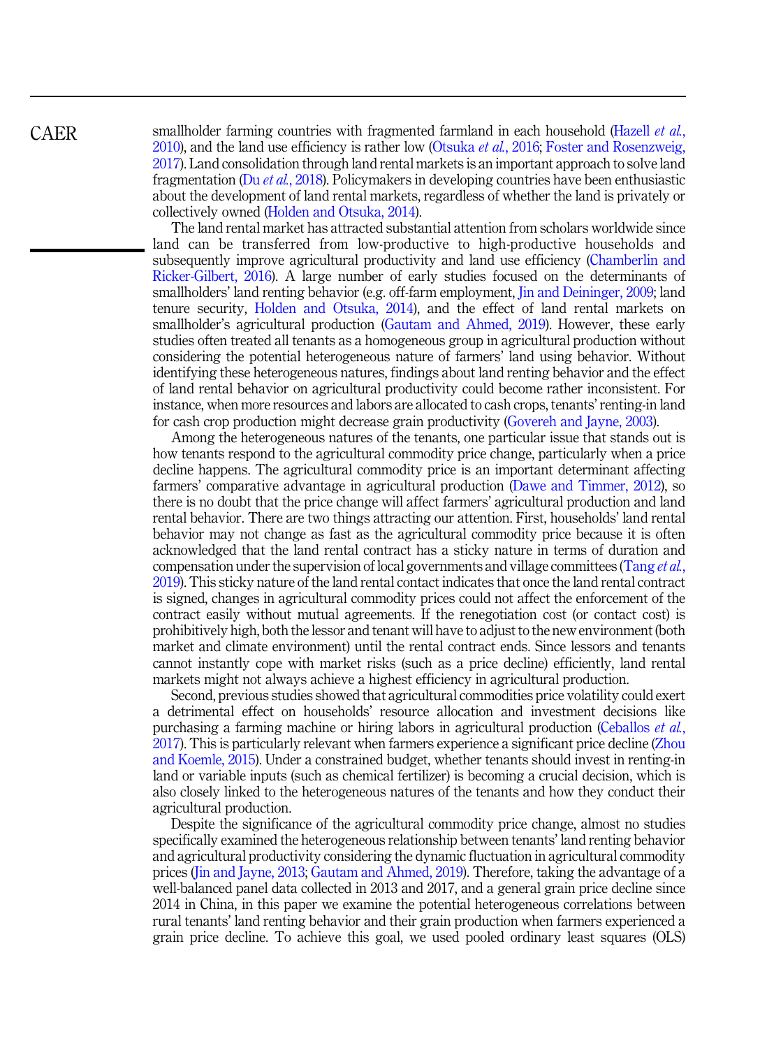smallholder farming countries with fragmented farmland in each household (Hazell *et al.*, 2010), and the land use efficiency is rather low (Otsuka *et al.*, 2016; Foster and Rosenzweig, 2017). Land consolidation through land rental markets is an important approach to solve land fragmentation (Du *et al.*, 2018). Policymakers in developing countries have been enthusiastic about the development of land rental markets, regardless of whether the land is privately or collectively owned (Holden and Otsuka, 2014).

The land rental market has attracted substantial attention from scholars worldwide since land can be transferred from low-productive to high-productive households and subsequently improve agricultural productivity and land use efficiency (Chamberlin and Ricker-Gilbert, 2016). A large number of early studies focused on the determinants of smallholders' land renting behavior (e.g. off-farm employment, Jin and Deininger, 2009; land tenure security, Holden and Otsuka, 2014), and the effect of land rental markets on smallholder's agricultural production (Gautam and Ahmed, 2019). However, these early studies often treated all tenants as a homogeneous group in agricultural production without considering the potential heterogeneous nature of farmers' land using behavior. Without identifying these heterogeneous natures, findings about land renting behavior and the effect of land rental behavior on agricultural productivity could become rather inconsistent. For instance, when more resources and labors are allocated to cash crops, tenants' renting-in land for cash crop production might decrease grain productivity (Govereh and Jayne, 2003).

Among the heterogeneous natures of the tenants, one particular issue that stands out is how tenants respond to the agricultural commodity price change, particularly when a price decline happens. The agricultural commodity price is an important determinant affecting farmers' comparative advantage in agricultural production (Dawe and Timmer, 2012), so there is no doubt that the price change will affect farmers' agricultural production and land rental behavior. There are two things attracting our attention. First, households' land rental behavior may not change as fast as the agricultural commodity price because it is often acknowledged that the land rental contract has a sticky nature in terms of duration and compensation under the supervision of local governments and village committees (Tang *et al.*, 2019). This sticky nature of the land rental contact indicates that once the land rental contract is signed, changes in agricultural commodity prices could not affect the enforcement of the contract easily without mutual agreements. If the renegotiation cost (or contact cost) is prohibitively high, both the lessor and tenant will have to adjust to the new environment (both market and climate environment) until the rental contract ends. Since lessors and tenants cannot instantly cope with market risks (such as a price decline) efficiently, land rental markets might not always achieve a highest efficiency in agricultural production.

Second, previous studies showed that agricultural commodities price volatility could exert a detrimental effect on households' resource allocation and investment decisions like purchasing a farming machine or hiring labors in agricultural production (Ceballos *et al.*, 2017). This is particularly relevant when farmers experience a significant price decline (Zhou and Koemle, 2015). Under a constrained budget, whether tenants should invest in renting-in land or variable inputs (such as chemical fertilizer) is becoming a crucial decision, which is also closely linked to the heterogeneous natures of the tenants and how they conduct their agricultural production.

Despite the significance of the agricultural commodity price change, almost no studies specifically examined the heterogeneous relationship between tenants' land renting behavior and agricultural productivity considering the dynamic fluctuation in agricultural commodity prices (Jin and Jayne, 2013; Gautam and Ahmed, 2019). Therefore, taking the advantage of a well-balanced panel data collected in 2013 and 2017, and a general grain price decline since 2014 in China, in this paper we examine the potential heterogeneous correlations between rural tenants' land renting behavior and their grain production when farmers experienced a grain price decline. To achieve this goal, we used pooled ordinary least squares (OLS)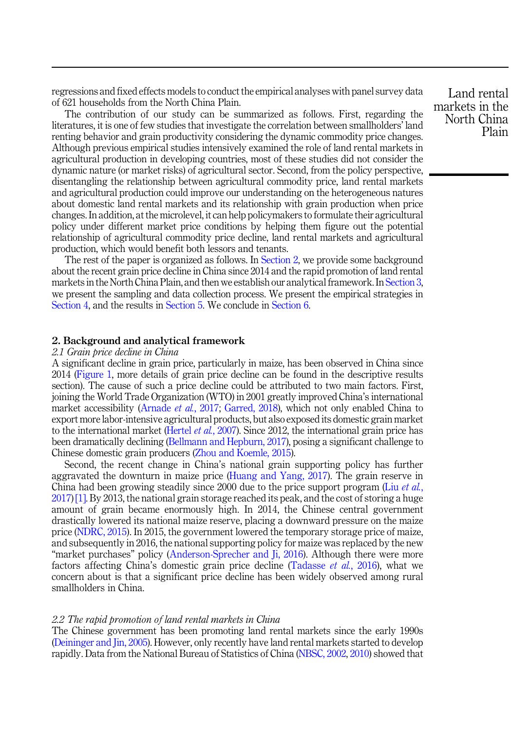regressions and fixed effects models to conduct the empirical analyses with panel survey data of 621 households from the North China Plain.

The contribution of our study can be summarized as follows. First, regarding the literatures, it is one of few studies that investigate the correlation between smallholders' land renting behavior and grain productivity considering the dynamic commodity price changes. Although previous empirical studies intensively examined the role of land rental markets in agricultural production in developing countries, most of these studies did not consider the dynamic nature (or market risks) of agricultural sector. Second, from the policy perspective, disentangling the relationship between agricultural commodity price, land rental markets and agricultural production could improve our understanding on the heterogeneous natures about domestic land rental markets and its relationship with grain production when price changes. In addition, at the microlevel, it can help policymakers to formulate their agricultural policy under different market price conditions by helping them figure out the potential relationship of agricultural commodity price decline, land rental markets and agricultural production, which would benefit both lessors and tenants.

The rest of the paper is organized as follows. In Section 2, we provide some background about the recent grain price decline in China since 2014 and the rapid promotion of land rental markets in the North China Plain, and then we establish our analytical framework. In Section 3, we present the sampling and data collection process. We present the empirical strategies in Section 4, and the results in Section 5. We conclude in Section 6.

## 2. Background and analytical framework

### *2.1 Grain price decline in China*

A significant decline in grain price, particularly in maize, has been observed in China since 2014 (Figure 1, more details of grain price decline can be found in the descriptive results section). The cause of such a price decline could be attributed to two main factors. First, joining the World Trade Organization (WTO) in 2001 greatly improved China's international market accessibility (Arnade *et al.*, 2017; Garred, 2018), which not only enabled China to export more labor-intensive agricultural products, but also exposed its domestic grain market to the international market (Hertel *et al.*, 2007). Since 2012, the international grain price has been dramatically declining (Bellmann and Hepburn, 2017), posing a significant challenge to Chinese domestic grain producers (Zhou and Koemle, 2015).

Second, the recent change in China's national grain supporting policy has further aggravated the downturn in maize price (Huang and Yang, 2017). The grain reserve in China had been growing steadily since 2000 due to the price support program (Liu *et al.*, 2017) [1]. By 2013, the national grain storage reached its peak, and the cost of storing a huge amount of grain became enormously high. In 2014, the Chinese central government drastically lowered its national maize reserve, placing a downward pressure on the maize price (NDRC, 2015). In 2015, the government lowered the temporary storage price of maize, and subsequently in 2016, the national supporting policy for maize was replaced by the new "market purchases" policy (Anderson-Sprecher and Ji, 2016). Although there were more factors affecting China's domestic grain price decline (Tadasse *et al.*, 2016), what we concern about is that a significant price decline has been widely observed among rural smallholders in China.

### *2.2 The rapid promotion of land rental markets in China*

The Chinese government has been promoting land rental markets since the early 1990s (Deininger and Jin, 2005). However, only recently have land rental markets started to develop rapidly. Data from the National Bureau of Statistics of China (NBSC, 2002, 2010) showed that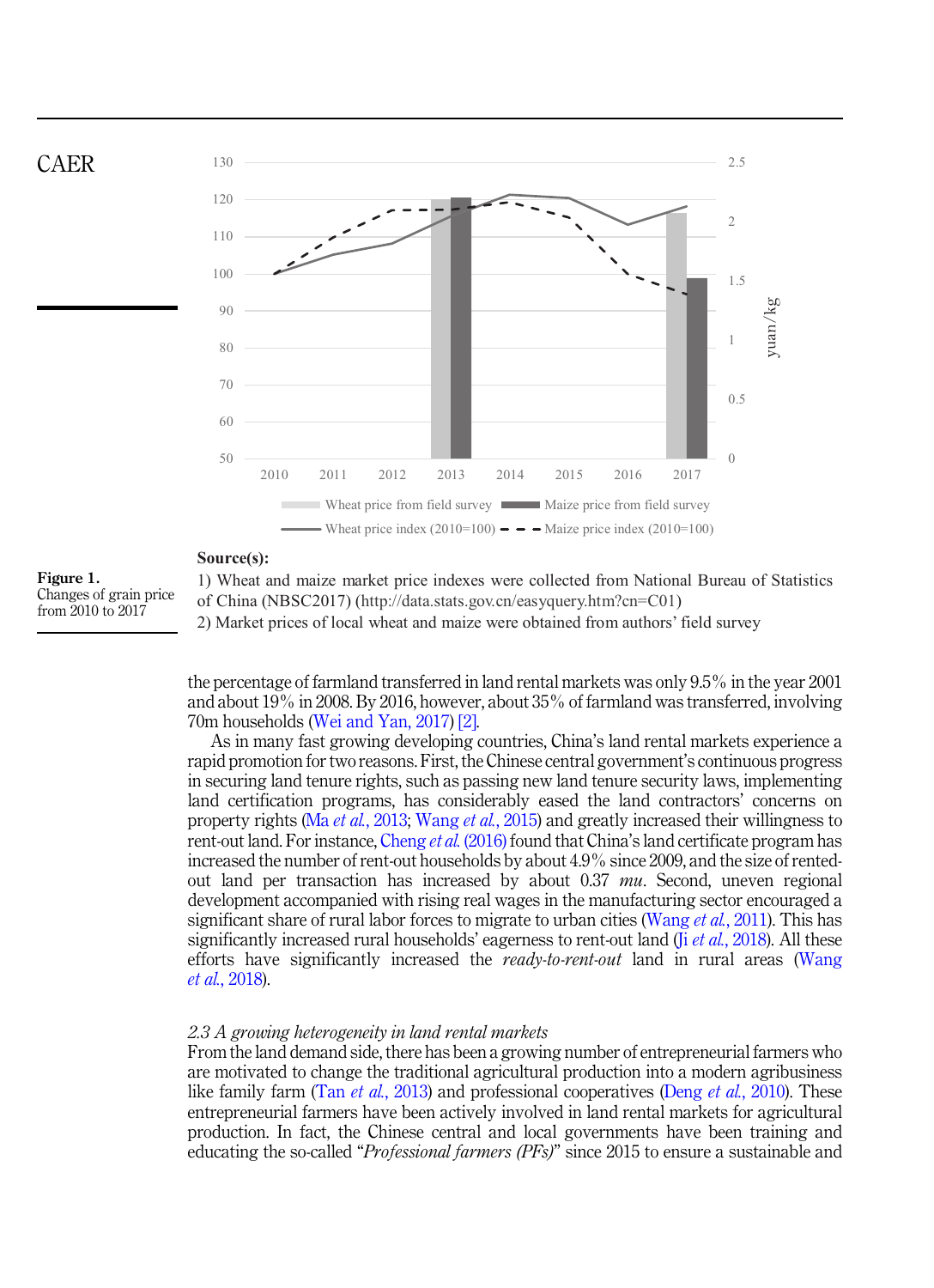Figure 1.
Changes of grain price from 2010 to 2017

**Source(s):**
1) Wheat and maize market price indexes were collected from National Bureau of Statistics of China (NBSC2017) (http://data.stats.gov.cn/easyquery.htm?cn=C01)
2) Market prices of local wheat and maize were obtained from authors' field survey

the percentage of farmland transferred in land rental markets was only 9.5% in the year 2001 and about 19% in 2008. By 2016, however, about 35% of farmland was transferred, involving 70m households (Wei and Yan, 2017) [2].

As in many fast growing developing countries, China's land rental markets experience a rapid promotion for two reasons. First, the Chinese central government's continuous progress in securing land tenure rights, such as passing new land tenure security laws, implementing land certification programs, has considerably eased the land contractors' concerns on property rights (Ma *et al.*, 2013; Wang *et al.*, 2015) and greatly increased their willingness to rent-out land. For instance, Cheng *et al.* (2016) found that China's land certificate program has increased the number of rent-out households by about 4.9% since 2009, and the size of rented-out land per transaction has increased by about 0.37 *mu*. Second, uneven regional development accompanied with rising real wages in the manufacturing sector encouraged a significant share of rural labor forces to migrate to urban cities (Wang *et al.*, 2011). This has significantly increased rural households' eagerness to rent-out land (Ji *et al.*, 2018). All these efforts have significantly increased the *ready-to-rent-out* land in rural areas (Wang *et al.*, 2018).

### *2.3 A growing heterogeneity in land rental markets*

From the land demand side, there has been a growing number of entrepreneurial farmers who are motivated to change the traditional agricultural production into a modern agribusiness like family farm (Tan *et al.*, 2013) and professional cooperatives (Deng *et al.*, 2010). These entrepreneurial farmers have been actively involved in land rental markets for agricultural production. In fact, the Chinese central and local governments have been training and educating the so-called "*Professional farmers (PFs)*" since 2015 to ensure a sustainable and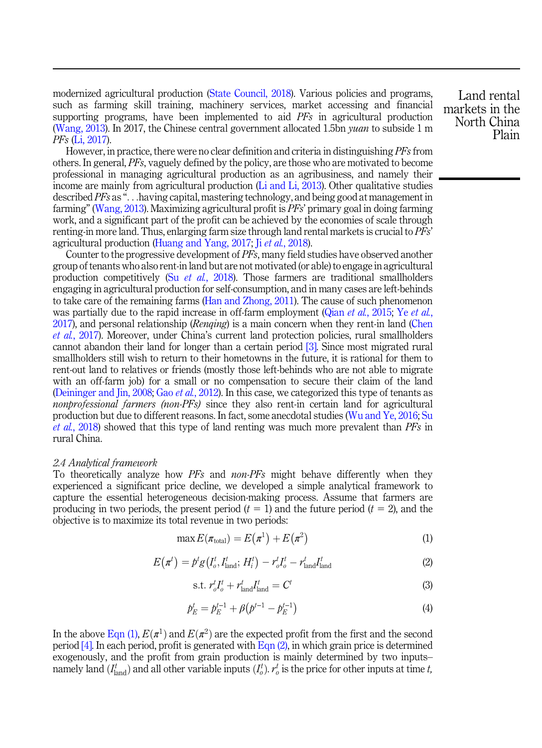modernized agricultural production (State Council, 2018). Various policies and programs, such as farming skill training, machinery services, market accessing and financial supporting programs, have been implemented to aid *PFs* in agricultural production (Wang, 2013). In 2017, the Chinese central government allocated 1.5bn *yuan* to subside 1 m *PFs* (Li, 2017).

However, in practice, there were no clear definition and criteria in distinguishing *PFs* from others. In general, *PFs*, vaguely defined by the policy, are those who are motivated to become professional in managing agricultural production as an agribusiness, and namely their income are mainly from agricultural production (Li and Li, 2013). Other qualitative studies described *PFs* as "...having capital, mastering technology, and being good at management in farming" (Wang, 2013). Maximizing agricultural profit is *PFs*' primary goal in doing farming work, and a significant part of the profit can be achieved by the economies of scale through renting-in more land. Thus, enlarging farm size through land rental markets is crucial to *PFs*' agricultural production (Huang and Yang, 2017; Ji *et al.*, 2018).

Counter to the progressive development of *PFs*, many field studies have observed another group of tenants who also rent-in land but are not motivated (or able) to engage in agricultural production competitively (Su *et al.*, 2018). Those farmers are traditional smallholders engaging in agricultural production for self-consumption, and in many cases are left-behinds to take care of the remaining farms (Han and Zhong, 2011). The cause of such phenomenon was partially due to the rapid increase in off-farm employment (Qian *et al.*, 2015; Ye *et al.*, 2017), and personal relationship (*Renqing*) is a main concern when they rent-in land (Chen *et al.*, 2017). Moreover, under China's current land protection policies, rural smallholders cannot abandon their land for longer than a certain period [3]. Since most migrated rural smallholders still wish to return to their hometowns in the future, it is rational for them to rent-out land to relatives or friends (mostly those left-behinds who are not able to migrate with an off-farm job) for a small or no compensation to secure their claim of the land (Deininger and Jin, 2008; Gao *et al.*, 2012). In this case, we categorized this type of tenants as *nonprofessional farmers (non-PFs)* since they also rent-in certain land for agricultural production but due to different reasons. In fact, some anecdotal studies (Wu and Ye, 2016; Su *et al.*, 2018) showed that this type of land renting was much more prevalent than *PFs* in rural China.

### *2.4 Analytical framework*

To theoretically analyze how *PFs* and *non-PFs* might behave differently when they experienced a significant price decline, we developed a simple analytical framework to capture the essential heterogeneous decision-making process. Assume that farmers are producing in two periods, the present period ($t = 1$) and the future period ($t = 2$), and the objective is to maximize its total revenue in two periods:

$$\max E(\pi_{\text{total}}) = E(\pi^1) + E(\pi^2) \tag{1}$$

$$E(\pi^t) = p^t g(I_o^t, I_{\text{land}}^t; H_i^t) - r_o^t I_o^t - r_{\text{land}}^t I_{\text{land}}^t \tag{2}$$

$$\text{s.t. } r_o^t I_o^t + r_{\text{land}}^t I_{\text{land}}^t = C^t \tag{3}$$

$$p_E^t = p_E^{t-1} + \beta(p^{t-1} - p_E^{t-1}) \tag{4}$$

In the above Eqn (1), $E(\pi^1)$ and $E(\pi^2)$ are the expected profit from the first and the second period [4]. In each period, profit is generated with Eqn (2), in which grain price is determined exogenously, and the profit from grain production is mainly determined by two inputs– namely land ($I_{\text{land}}^t$) and all other variable inputs ($I_o^t$). $r_o^t$ is the price for other inputs at time $t$,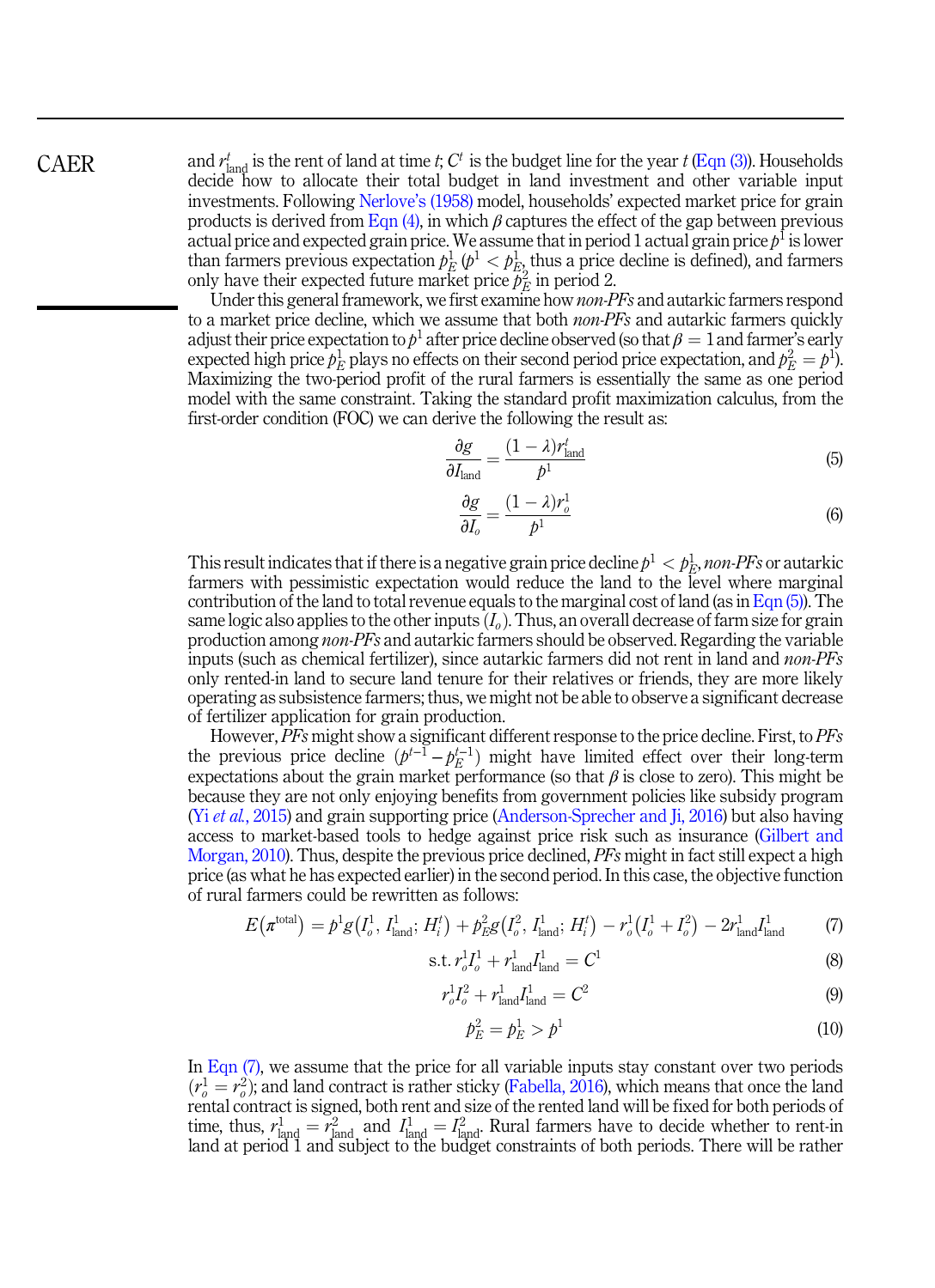and $r^t_{\text{land}}$ is the rent of land at time $t$; $C^t$ is the budget line for the year $t$ (Eqn (3)). Households decide how to allocate their total budget in land investment and other variable input investments. Following Nerlove's (1958) model, households' expected market price for grain products is derived from Eqn (4), in which $\beta$ captures the effect of the gap between previous actual price and expected grain price. We assume that in period 1 actual grain price $p^1$ is lower than farmers previous expectation $p^1_E$ ($p^1 < p^1_E$, thus a price decline is defined), and farmers only have their expected future market price $p^2_E$ in period 2.

Under this general framework, we first examine how *non-PFs* and autarkic farmers respond to a market price decline, which we assume that both *non-PFs* and autarkic farmers quickly adjust their price expectation to $p^1$ after price decline observed (so that $\beta = 1$ and farmer's early expected high price $p^1_E$ plays no effects on their second period price expectation, and $p^2_E = p^1$). Maximizing the two-period profit of the rural farmers is essentially the same as one period model with the same constraint. Taking the standard profit maximization calculus, from the first-order condition (FOC) we can derive the following the result as:

$$\frac{\partial g}{\partial I_{\text{land}}} = \frac{(1-\lambda)r^t_{\text{land}}}{p^1} \tag{5}$$

$$\frac{\partial g}{\partial I_o} = \frac{(1-\lambda)r^1_o}{p^1} \tag{6}$$

This result indicates that if there is a negative grain price decline $p^1 < p^1_E$, *non-PFs* or autarkic farmers with pessimistic expectation would reduce the land to the level where marginal contribution of the land to total revenue equals to the marginal cost of land (as in Eqn (5)). The same logic also applies to the other inputs ($I_o$). Thus, an overall decrease of farm size for grain production among *non-PFs* and autarkic farmers should be observed. Regarding the variable inputs (such as chemical fertilizer), since autarkic farmers did not rent in land and *non-PFs* only rented-in land to secure land tenure for their relatives or friends, they are more likely operating as subsistence farmers; thus, we might not be able to observe a significant decrease of fertilizer application for grain production.

However, *PFs* might show a significant different response to the price decline. First, to *PFs* the previous price decline ($p^{t-1} - p^{t-1}_E$) might have limited effect over their long-term expectations about the grain market performance (so that $\beta$ is close to zero). This might be because they are not only enjoying benefits from government policies like subsidy program (Yi *et al.*, 2015) and grain supporting price (Anderson-Sprecher and Ji, 2016) but also having access to market-based tools to hedge against price risk such as insurance (Gilbert and Morgan, 2010). Thus, despite the previous price declined, *PFs* might in fact still expect a high price (as what he has expected earlier) in the second period. In this case, the objective function of rural farmers could be rewritten as follows:

$$E(\pi^{\text{total}}) = p^1 g(I^1_o, I^1_{\text{land}}; H^t_i) + p^2_E g(I^2_o, I^1_{\text{land}}; H^t_i) - r^1_o(I^1_o + I^2_o) - 2r^1_{\text{land}} I^1_{\text{land}} \tag{7}$$

$$\text{s.t. } r^1_o I^1_o + r^1_{\text{land}} I^1_{\text{land}} = C^1 \tag{8}$$

$$r^1_o I^2_o + r^1_{\text{land}} I^1_{\text{land}} = C^2 \tag{9}$$

$$p^2_E = p^1_E > p^1 \tag{10}$$

In Eqn (7), we assume that the price for all variable inputs stay constant over two periods ($r^1_o = r^2_o$); and land contract is rather sticky (Fabella, 2016), which means that once the land rental contract is signed, both rent and size of the rented land will be fixed for both periods of time, thus, $r^1_{\text{land}} = r^2_{\text{land}}$ and $I^1_{\text{land}} = I^2_{\text{land}}$. Rural farmers have to decide whether to rent-in land at period 1 and subject to the budget constraints of both periods. There will be rather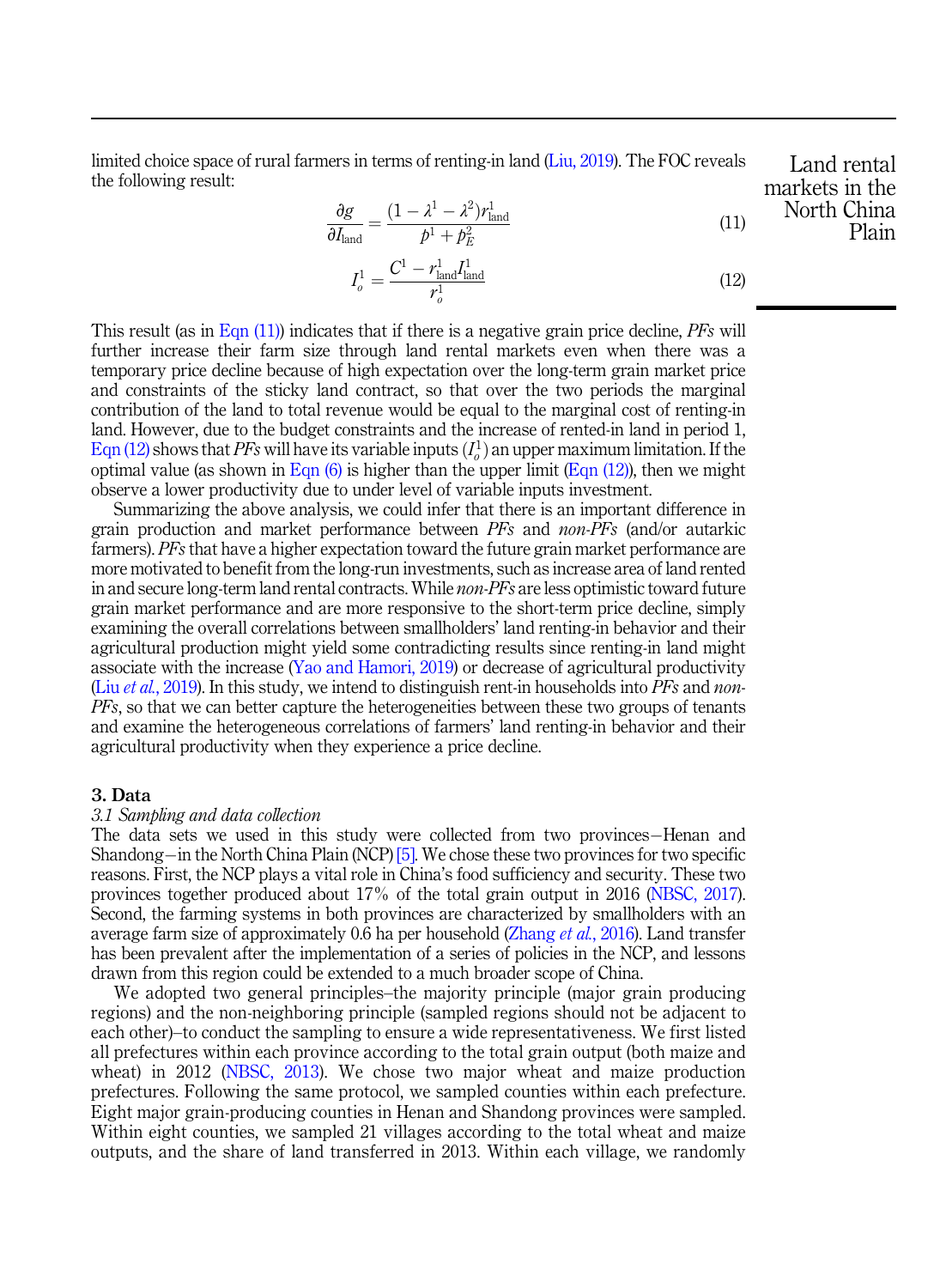limited choice space of rural farmers in terms of renting-in land (Liu, 2019). The FOC reveals the following result:

$$\frac{\partial g}{\partial I_{\text{land}}} = \frac{(1-\lambda^1-\lambda^2)r^1_{\text{land}}}{p^1+p^2_E} \tag{11}$$

$$I^1_o = \frac{C^1 - r^1_{\text{land}} I^1_{\text{land}}}{r^1_o} \tag{12}$$

This result (as in Eqn (11)) indicates that if there is a negative grain price decline, *PFs* will further increase their farm size through land rental markets even when there was a temporary price decline because of high expectation over the long-term grain market price and constraints of the sticky land contract, so that over the two periods the marginal contribution of the land to total revenue would be equal to the marginal cost of renting-in land. However, due to the budget constraints and the increase of rented-in land in period 1, Eqn (12) shows that *PFs* will have its variable inputs ($I^1_o$) an upper maximum limitation. If the optimal value (as shown in Eqn (6) is higher than the upper limit (Eqn (12)), then we might observe a lower productivity due to under level of variable inputs investment.

Summarizing the above analysis, we could infer that there is an important difference in grain production and market performance between *PFs* and *non-PFs* (and/or autarkic farmers). *PFs* that have a higher expectation toward the future grain market performance are more motivated to benefit from the long-run investments, such as increase area of land rented in and secure long-term land rental contracts. While *non-PFs* are less optimistic toward future grain market performance and are more responsive to the short-term price decline, simply examining the overall correlations between smallholders' land renting-in behavior and their agricultural production might yield some contradicting results since renting-in land might associate with the increase (Yao and Hamori, 2019) or decrease of agricultural productivity (Liu *et al.*, 2019). In this study, we intend to distinguish rent-in households into *PFs* and *non-PFs*, so that we can better capture the heterogeneities between these two groups of tenants and examine the heterogeneous correlations of farmers' land renting-in behavior and their agricultural productivity when they experience a price decline.

## 3. Data

### 3.1 Sampling and data collection

The data sets we used in this study were collected from two provinces—Henan and Shandong—in the North China Plain (NCP) [5]. We chose these two provinces for two specific reasons. First, the NCP plays a vital role in China's food sufficiency and security. These two provinces together produced about 17% of the total grain output in 2016 (NBSC, 2017). Second, the farming systems in both provinces are characterized by smallholders with an average farm size of approximately 0.6 ha per household (Zhang *et al.*, 2016). Land transfer has been prevalent after the implementation of a series of policies in the NCP, and lessons drawn from this region could be extended to a much broader scope of China.

We adopted two general principles–the majority principle (major grain producing regions) and the non-neighboring principle (sampled regions should not be adjacent to each other)–to conduct the sampling to ensure a wide representativeness. We first listed all prefectures within each province according to the total grain output (both maize and wheat) in 2012 (NBSC, 2013). We chose two major wheat and maize production prefectures. Following the same protocol, we sampled counties within each prefecture. Eight major grain-producing counties in Henan and Shandong provinces were sampled. Within eight counties, we sampled 21 villages according to the total wheat and maize outputs, and the share of land transferred in 2013. Within each village, we randomly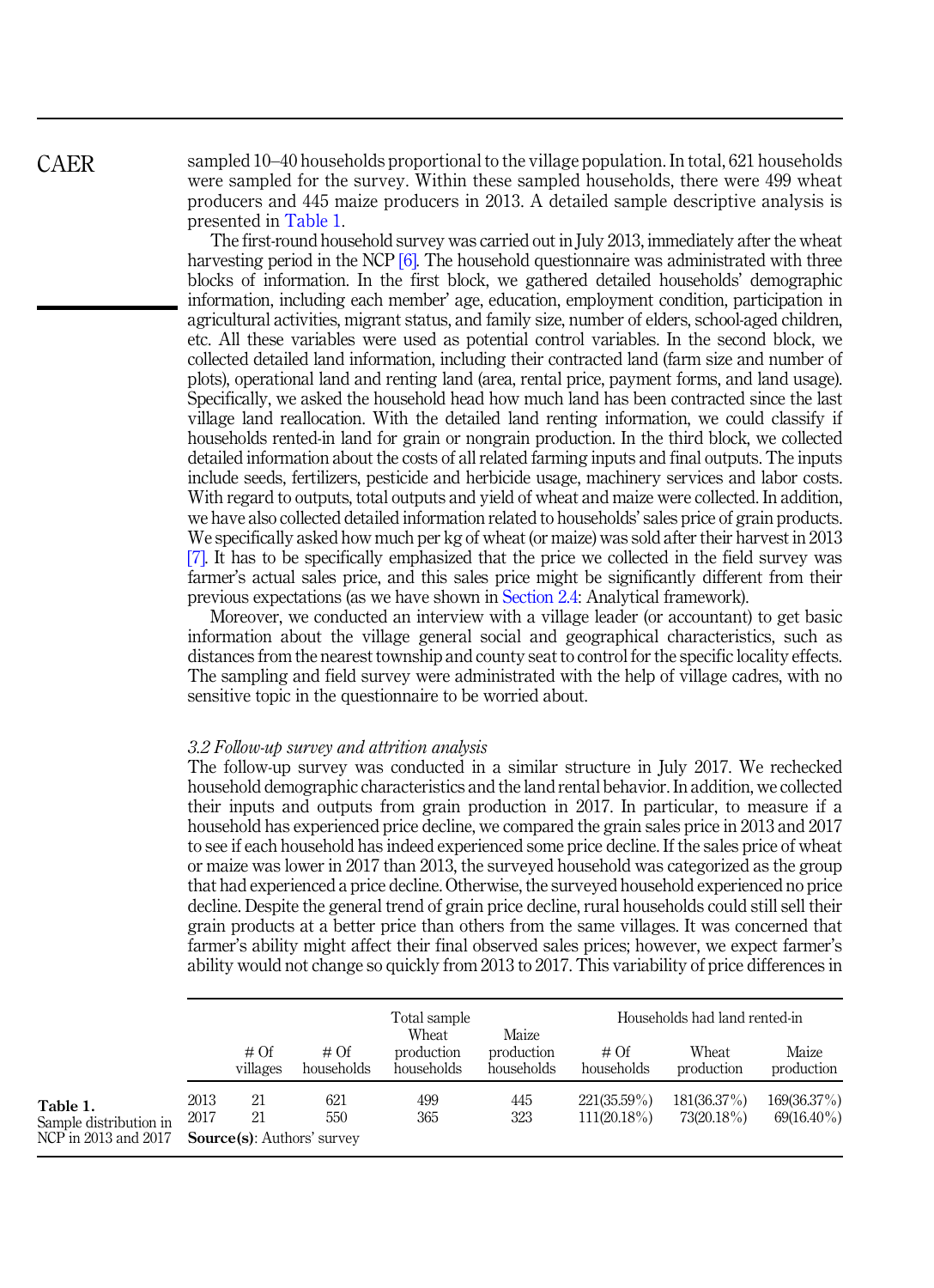sampled 10–40 households proportional to the village population. In total, 621 households were sampled for the survey. Within these sampled households, there were 499 wheat producers and 445 maize producers in 2013. A detailed sample descriptive analysis is presented in Table 1.

The first-round household survey was carried out in July 2013, immediately after the wheat harvesting period in the NCP [6]. The household questionnaire was administrated with three blocks of information. In the first block, we gathered detailed households' demographic information, including each member' age, education, employment condition, participation in agricultural activities, migrant status, and family size, number of elders, school-aged children, etc. All these variables were used as potential control variables. In the second block, we collected detailed land information, including their contracted land (farm size and number of plots), operational land and renting land (area, rental price, payment forms, and land usage). Specifically, we asked the household head how much land has been contracted since the last village land reallocation. With the detailed land renting information, we could classify if households rented-in land for grain or nongrain production. In the third block, we collected detailed information about the costs of all related farming inputs and final outputs. The inputs include seeds, fertilizers, pesticide and herbicide usage, machinery services and labor costs. With regard to outputs, total outputs and yield of wheat and maize were collected. In addition, we have also collected detailed information related to households' sales price of grain products. We specifically asked how much per kg of wheat (or maize) was sold after their harvest in 2013 [7]. It has to be specifically emphasized that the price we collected in the field survey was farmer's actual sales price, and this sales price might be significantly different from their previous expectations (as we have shown in Section 2.4: Analytical framework).

Moreover, we conducted an interview with a village leader (or accountant) to get basic information about the village general social and geographical characteristics, such as distances from the nearest township and county seat to control for the specific locality effects. The sampling and field survey were administrated with the help of village cadres, with no sensitive topic in the questionnaire to be worried about.

### *3.2 Follow-up survey and attrition analysis*

The follow-up survey was conducted in a similar structure in July 2017. We rechecked household demographic characteristics and the land rental behavior. In addition, we collected their inputs and outputs from grain production in 2017. In particular, to measure if a household has experienced price decline, we compared the grain sales price in 2013 and 2017 to see if each household has indeed experienced some price decline. If the sales price of wheat or maize was lower in 2017 than 2013, the surveyed household was categorized as the group that had experienced a price decline. Otherwise, the surveyed household experienced no price decline. Despite the general trend of grain price decline, rural households could still sell their grain products at a better price than others from the same villages. It was concerned that farmer's ability might affect their final observed sales prices; however, we expect farmer's ability would not change so quickly from 2013 to 2017. This variability of price differences in

| | Total sample | | | | Households had land rented-in | | |
|---|---|---|---|---|---|---|---|
| | # Of villages | # Of households | Wheat production households | Maize production households | # Of households | Wheat production | Maize production |
| 2013 | 21 | 621 | 499 | 445 | 221(35.59%) | 181(36.37%) | 169(36.37%) |
| 2017 | 21 | 550 | 365 | 323 | 111(20.18%) | 73(20.18%) | 69(16.40%) |

**Source(s)**: Authors' survey

**Table 1.** Sample distribution in NCP in 2013 and 2017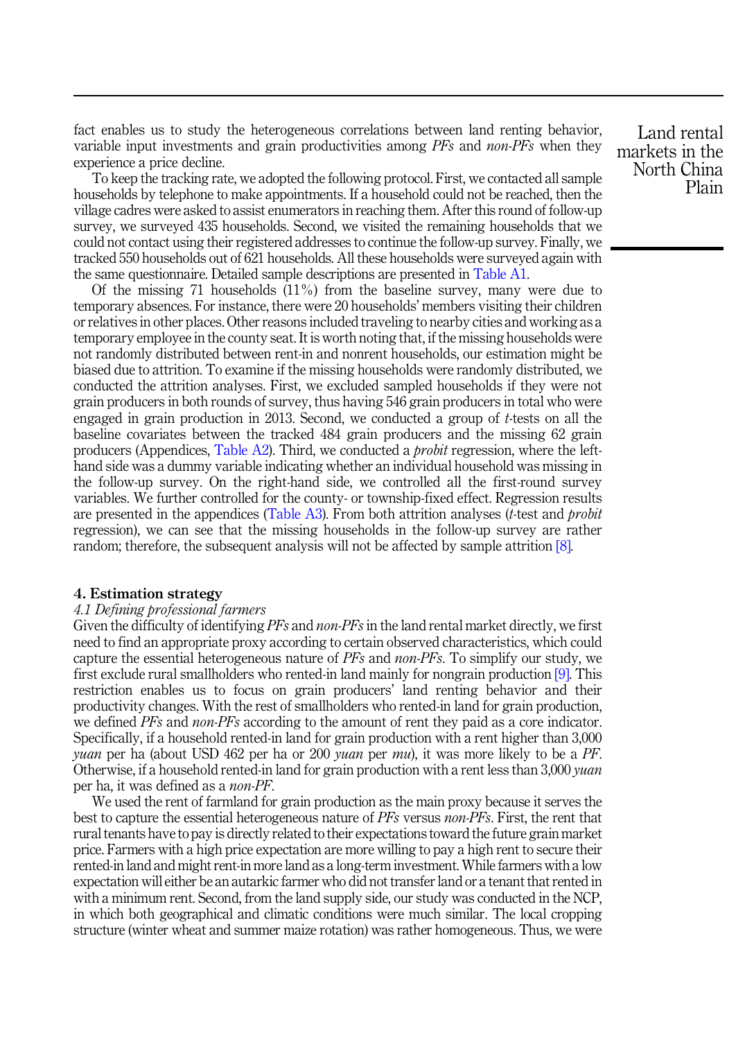fact enables us to study the heterogeneous correlations between land renting behavior, variable input investments and grain productivities among *PFs* and *non-PFs* when they experience a price decline.

To keep the tracking rate, we adopted the following protocol. First, we contacted all sample households by telephone to make appointments. If a household could not be reached, then the village cadres were asked to assist enumerators in reaching them. After this round of follow-up survey, we surveyed 435 households. Second, we visited the remaining households that we could not contact using their registered addresses to continue the follow-up survey. Finally, we tracked 550 households out of 621 households. All these households were surveyed again with the same questionnaire. Detailed sample descriptions are presented in Table A1.

Of the missing 71 households (11%) from the baseline survey, many were due to temporary absences. For instance, there were 20 households' members visiting their children or relatives in other places. Other reasons included traveling to nearby cities and working as a temporary employee in the county seat. It is worth noting that, if the missing households were not randomly distributed between rent-in and nonrent households, our estimation might be biased due to attrition. To examine if the missing households were randomly distributed, we conducted the attrition analyses. First, we excluded sampled households if they were not grain producers in both rounds of survey, thus having 546 grain producers in total who were engaged in grain production in 2013. Second, we conducted a group of *t*-tests on all the baseline covariates between the tracked 484 grain producers and the missing 62 grain producers (Appendices, Table A2). Third, we conducted a *probit* regression, where the left-hand side was a dummy variable indicating whether an individual household was missing in the follow-up survey. On the right-hand side, we controlled all the first-round survey variables. We further controlled for the county- or township-fixed effect. Regression results are presented in the appendices (Table A3). From both attrition analyses (*t*-test and *probit* regression), we can see that the missing households in the follow-up survey are rather random; therefore, the subsequent analysis will not be affected by sample attrition [8].

## 4. Estimation strategy

### 4.1 Defining professional farmers

Given the difficulty of identifying *PFs* and *non-PFs* in the land rental market directly, we first need to find an appropriate proxy according to certain observed characteristics, which could capture the essential heterogeneous nature of *PFs* and *non-PFs*. To simplify our study, we first exclude rural smallholders who rented-in land mainly for nongrain production [9]. This restriction enables us to focus on grain producers' land renting behavior and their productivity changes. With the rest of smallholders who rented-in land for grain production, we defined *PFs* and *non-PFs* according to the amount of rent they paid as a core indicator. Specifically, if a household rented-in land for grain production with a rent higher than 3,000 *yuan* per ha (about USD 462 per ha or 200 *yuan* per *mu*), it was more likely to be a *PF*. Otherwise, if a household rented-in land for grain production with a rent less than 3,000 *yuan* per ha, it was defined as a *non-PF*.

We used the rent of farmland for grain production as the main proxy because it serves the best to capture the essential heterogeneous nature of *PFs* versus *non-PFs*. First, the rent that rural tenants have to pay is directly related to their expectations toward the future grain market price. Farmers with a high price expectation are more willing to pay a high rent to secure their rented-in land and might rent-in more land as a long-term investment. While farmers with a low expectation will either be an autarkic farmer who did not transfer land or a tenant that rented in with a minimum rent. Second, from the land supply side, our study was conducted in the NCP, in which both geographical and climatic conditions were much similar. The local cropping structure (winter wheat and summer maize rotation) was rather homogeneous. Thus, we were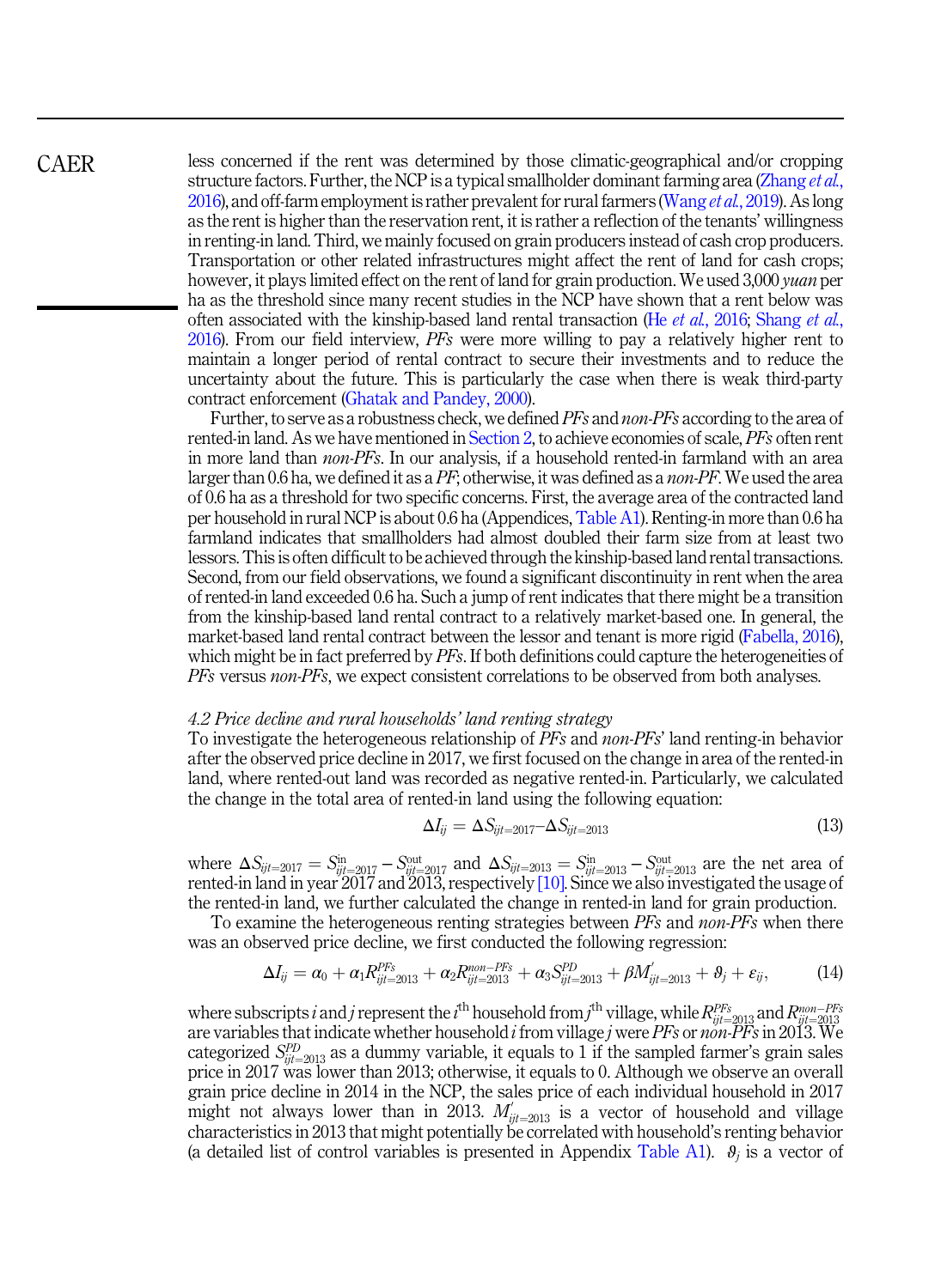less concerned if the rent was determined by those climatic-geographical and/or cropping structure factors. Further, the NCP is a typical smallholder dominant farming area (Zhang *et al.*, 2016), and off-farm employment is rather prevalent for rural farmers (Wang *et al.*, 2019). As long as the rent is higher than the reservation rent, it is rather a reflection of the tenants' willingness in renting-in land. Third, we mainly focused on grain producers instead of cash crop producers. Transportation or other related infrastructures might affect the rent of land for cash crops; however, it plays limited effect on the rent of land for grain production. We used 3,000 *yuan* per ha as the threshold since many recent studies in the NCP have shown that a rent below was often associated with the kinship-based land rental transaction (He *et al.*, 2016; Shang *et al.*, 2016). From our field interview, *PFs* were more willing to pay a relatively higher rent to maintain a longer period of rental contract to secure their investments and to reduce the uncertainty about the future. This is particularly the case when there is weak third-party contract enforcement (Ghatak and Pandey, 2000).

Further, to serve as a robustness check, we defined *PFs* and *non-PFs* according to the area of rented-in land. As we have mentioned in Section 2, to achieve economies of scale, *PFs* often rent in more land than *non-PFs*. In our analysis, if a household rented-in farmland with an area larger than 0.6 ha, we defined it as a *PF*; otherwise, it was defined as a *non-PF*. We used the area of 0.6 ha as a threshold for two specific concerns. First, the average area of the contracted land per household in rural NCP is about 0.6 ha (Appendices, Table A1). Renting-in more than 0.6 ha farmland indicates that smallholders had almost doubled their farm size from at least two lessors. This is often difficult to be achieved through the kinship-based land rental transactions. Second, from our field observations, we found a significant discontinuity in rent when the area of rented-in land exceeded 0.6 ha. Such a jump of rent indicates that there might be a transition from the kinship-based land rental contract to a relatively market-based one. In general, the market-based land rental contract between the lessor and tenant is more rigid (Fabella, 2016), which might be in fact preferred by *PFs*. If both definitions could capture the heterogeneities of *PFs* versus *non-PFs*, we expect consistent correlations to be observed from both analyses.

### 4.2 Price decline and rural households' land renting strategy

To investigate the heterogeneous relationship of *PFs* and *non-PFs*' land renting-in behavior after the observed price decline in 2017, we first focused on the change in area of the rented-in land, where rented-out land was recorded as negative rented-in. Particularly, we calculated the change in the total area of rented-in land using the following equation:

$$\Delta I_{ij} = \Delta S_{ijt=2017} - \Delta S_{ijt=2013} \tag{13}$$

where $\Delta S_{ijt=2017} = S^{\text{in}}_{ijt=2017} - S^{\text{out}}_{ijt=2017}$ and $\Delta S_{ijt=2013} = S^{\text{in}}_{ijt=2013} - S^{\text{out}}_{ijt=2013}$ are the net area of rented-in land in year 2017 and 2013, respectively [10]. Since we also investigated the usage of the rented-in land, we further calculated the change in rented-in land for grain production.

To examine the heterogeneous renting strategies between *PFs* and *non-PFs* when there was an observed price decline, we first conducted the following regression:

$$\Delta I_{ij} = \alpha_0 + \alpha_1 R^{PFs}_{ijt=2013} + \alpha_2 R^{non-PFs}_{ijt=2013} + \alpha_3 S^{PD}_{ijt=2013} + \beta M'_{ijt=2013} + \vartheta_j + \varepsilon_{ij}, \tag{14}$$

where subscripts $i$ and $j$ represent the $i^{\text{th}}$ household from $j^{\text{th}}$ village, while $R^{PFs}_{ijt=2013}$ and $R^{non-PFs}_{ijt=2013}$ are variables that indicate whether household $i$ from village $j$ were *PFs* or *non-PFs* in 2013. We categorized $S^{PD}_{ijt=2013}$ as a dummy variable, it equals to 1 if the sampled farmer's grain sales price in 2017 was lower than 2013; otherwise, it equals to 0. Although we observe an overall grain price decline in 2014 in the NCP, the sales price of each individual household in 2017 might not always lower than in 2013. $M'_{ijt=2013}$ is a vector of household and village characteristics in 2013 that might potentially be correlated with household's renting behavior (a detailed list of control variables is presented in Appendix Table A1). $\vartheta_j$ is a vector of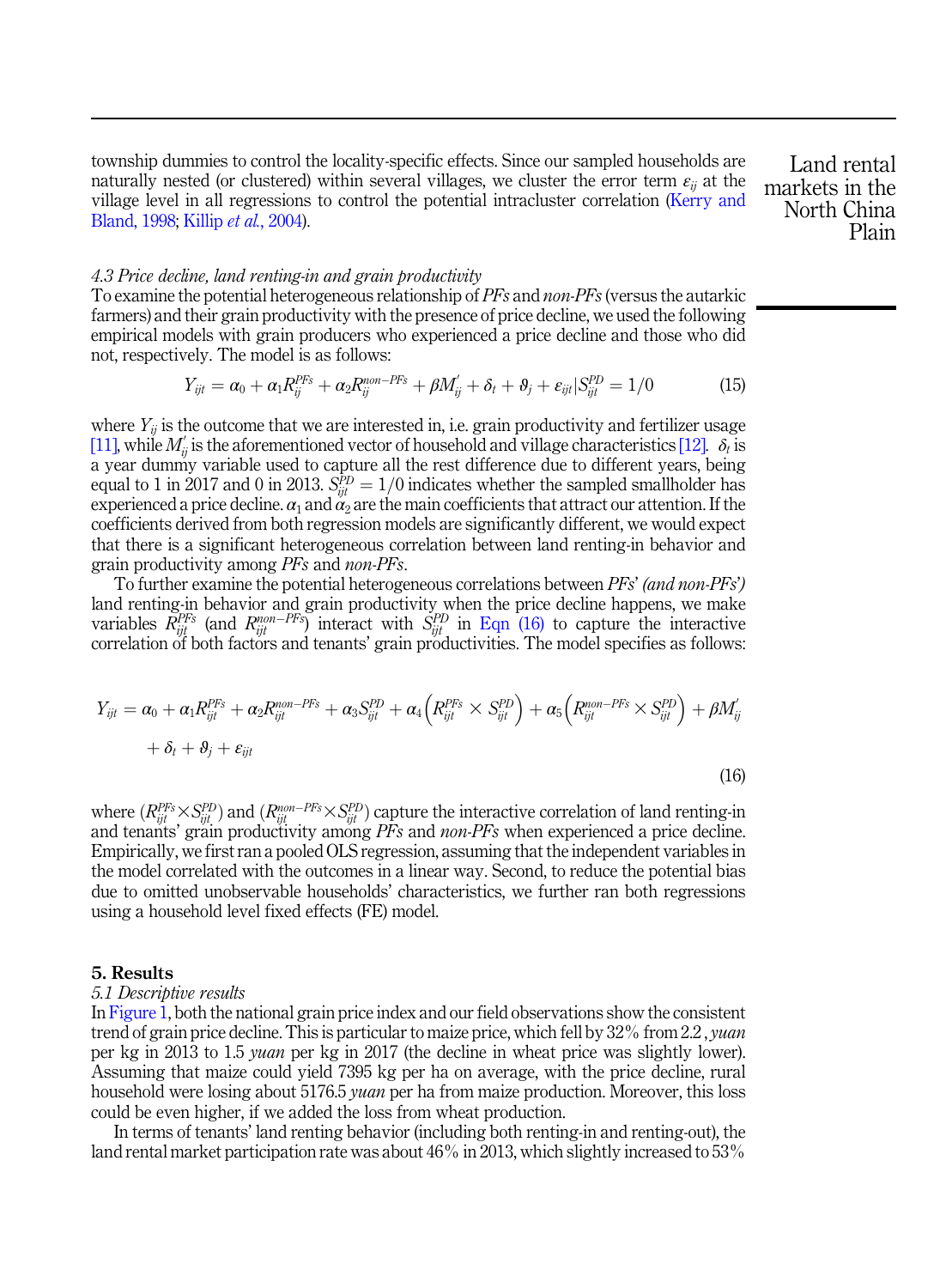township dummies to control the locality-specific effects. Since our sampled households are naturally nested (or clustered) within several villages, we cluster the error term $\varepsilon_{ij}$ at the village level in all regressions to control the potential intracluster correlation (Kerry and Bland, 1998; Killip *et al.*, 2004).

### 4.3 Price decline, land renting-in and grain productivity

To examine the potential heterogeneous relationship of *PFs* and *non-PFs* (versus the autarkic farmers) and their grain productivity with the presence of price decline, we used the following empirical models with grain producers who experienced a price decline and those who did not, respectively. The model is as follows:

$$Y_{ijt} = \alpha_0 + \alpha_1 R_{ij}^{PFs} + \alpha_2 R_{ij}^{non-PFs} + \beta M_{ij}' + \delta_t + \vartheta_j + \varepsilon_{ijt} | S_{ijt}^{PD} = 1/0 \tag{15}$$

where $Y_{ij}$ is the outcome that we are interested in, i.e. grain productivity and fertilizer usage [11], while $M_{ij}'$ is the aforementioned vector of household and village characteristics [12]. $\delta_t$ is a year dummy variable used to capture all the rest difference due to different years, being equal to 1 in 2017 and 0 in 2013. $S_{ijt}^{PD} = 1/0$ indicates whether the sampled smallholder has experienced a price decline. $\alpha_1$ and $\alpha_2$ are the main coefficients that attract our attention. If the coefficients derived from both regression models are significantly different, we would expect that there is a significant heterogeneous correlation between land renting-in behavior and grain productivity among *PFs* and *non-PFs*.

To further examine the potential heterogeneous correlations between *PFs' (and non-PFs')* land renting-in behavior and grain productivity when the price decline happens, we make variables $R_{ijt}^{PFs}$ (and $R_{ijt}^{non-PFs}$) interact with $S_{ijt}^{PD}$ in Eqn (16) to capture the interactive correlation of both factors and tenants' grain productivities. The model specifies as follows:

$$Y_{ijt} = \alpha_0 + \alpha_1 R_{ijt}^{PFs} + \alpha_2 R_{ijt}^{non-PFs} + \alpha_3 S_{ijt}^{PD} + \alpha_4 \left( R_{ijt}^{PFs} \times S_{ijt}^{PD} \right) + \alpha_5 \left( R_{ijt}^{non-PFs} \times S_{ijt}^{PD} \right) + \beta M_{ij}' + \delta_t + \vartheta_j + \varepsilon_{ijt} \tag{16}$$

where $(R_{ijt}^{PFs} \times S_{ijt}^{PD})$ and $(R_{ijt}^{non-PFs} \times S_{ijt}^{PD})$ capture the interactive correlation of land renting-in and tenants' grain productivity among *PFs* and *non-PFs* when experienced a price decline. Empirically, we first ran a pooled OLS regression, assuming that the independent variables in the model correlated with the outcomes in a linear way. Second, to reduce the potential bias due to omitted unobservable households' characteristics, we further ran both regressions using a household level fixed effects (FE) model.

## 5. Results

### 5.1 Descriptive results

In Figure 1, both the national grain price index and our field observations show the consistent trend of grain price decline. This is particular to maize price, which fell by 32% from 2.2 *yuan* per kg in 2013 to 1.5 *yuan* per kg in 2017 (the decline in wheat price was slightly lower). Assuming that maize could yield 7395 kg per ha on average, with the price decline, rural household were losing about 5176.5 *yuan* per ha from maize production. Moreover, this loss could be even higher, if we added the loss from wheat production.

In terms of tenants' land renting behavior (including both renting-in and renting-out), the land rental market participation rate was about 46% in 2013, which slightly increased to 53%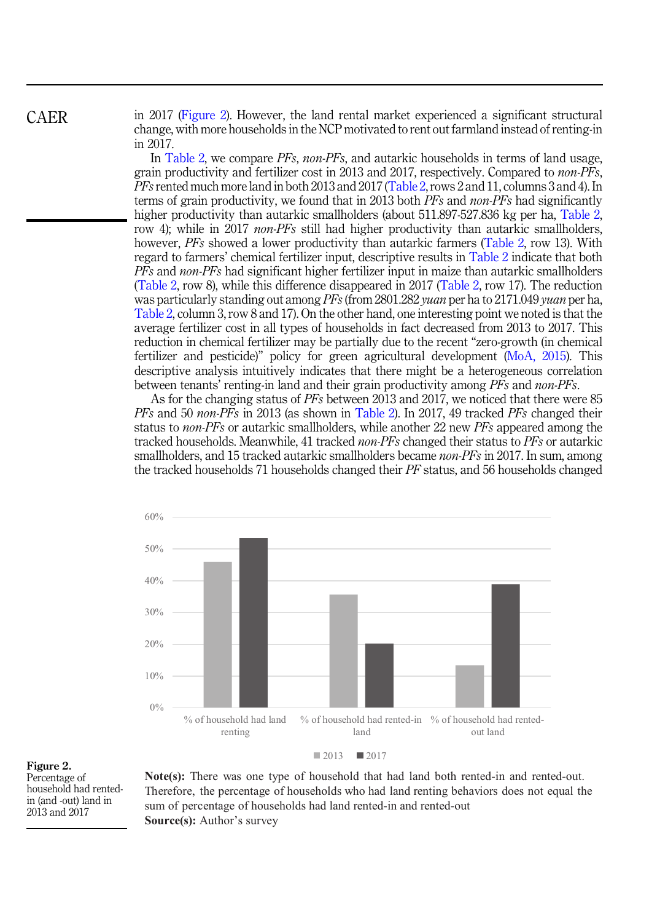in 2017 (Figure 2). However, the land rental market experienced a significant structural change, with more households in the NCP motivated to rent out farmland instead of renting-in in 2017.

In Table 2, we compare *PFs*, *non-PFs*, and autarkic households in terms of land usage, grain productivity and fertilizer cost in 2013 and 2017, respectively. Compared to *non-PFs*, *PFs* rented much more land in both 2013 and 2017 (Table 2, rows 2 and 11, columns 3 and 4). In terms of grain productivity, we found that in 2013 both *PFs* and *non-PFs* had significantly higher productivity than autarkic smallholders (about 511.897-527.836 kg per ha, Table 2, row 4); while in 2017 *non-PFs* still had higher productivity than autarkic smallholders, however, *PFs* showed a lower productivity than autarkic farmers (Table 2, row 13). With regard to farmers' chemical fertilizer input, descriptive results in Table 2 indicate that both *PFs* and *non-PFs* had significant higher fertilizer input in maize than autarkic smallholders (Table 2, row 8), while this difference disappeared in 2017 (Table 2, row 17). The reduction was particularly standing out among *PFs* (from 2801.282 *yuan* per ha to 2171.049 *yuan* per ha, Table 2, column 3, row 8 and 17). On the other hand, one interesting point we noted is that the average fertilizer cost in all types of households in fact decreased from 2013 to 2017. This reduction in chemical fertilizer may be partially due to the recent "zero-growth (in chemical fertilizer and pesticide)" policy for green agricultural development (MoA, 2015). This descriptive analysis intuitively indicates that there might be a heterogeneous correlation between tenants' renting-in land and their grain productivity among *PFs* and *non-PFs*.

As for the changing status of *PFs* between 2013 and 2017, we noticed that there were 85 *PFs* and 50 *non-PFs* in 2013 (as shown in Table 2). In 2017, 49 tracked *PFs* changed their status to *non-PFs* or autarkic smallholders, while another 22 new *PFs* appeared among the tracked households. Meanwhile, 41 tracked *non-PFs* changed their status to *PFs* or autarkic smallholders, and 15 tracked autarkic smallholders became *non-PFs* in 2017. In sum, among the tracked households 71 households changed their *PF* status, and 56 households changed

**Figure 2.** Percentage of household had rented-in (and -out) land in 2013 and 2017

**Note(s):** There was one type of household that had land both rented-in and rented-out. Therefore, the percentage of households who had land renting behaviors does not equal the sum of percentage of households had land rented-in and rented-out

**Source(s):** Author's survey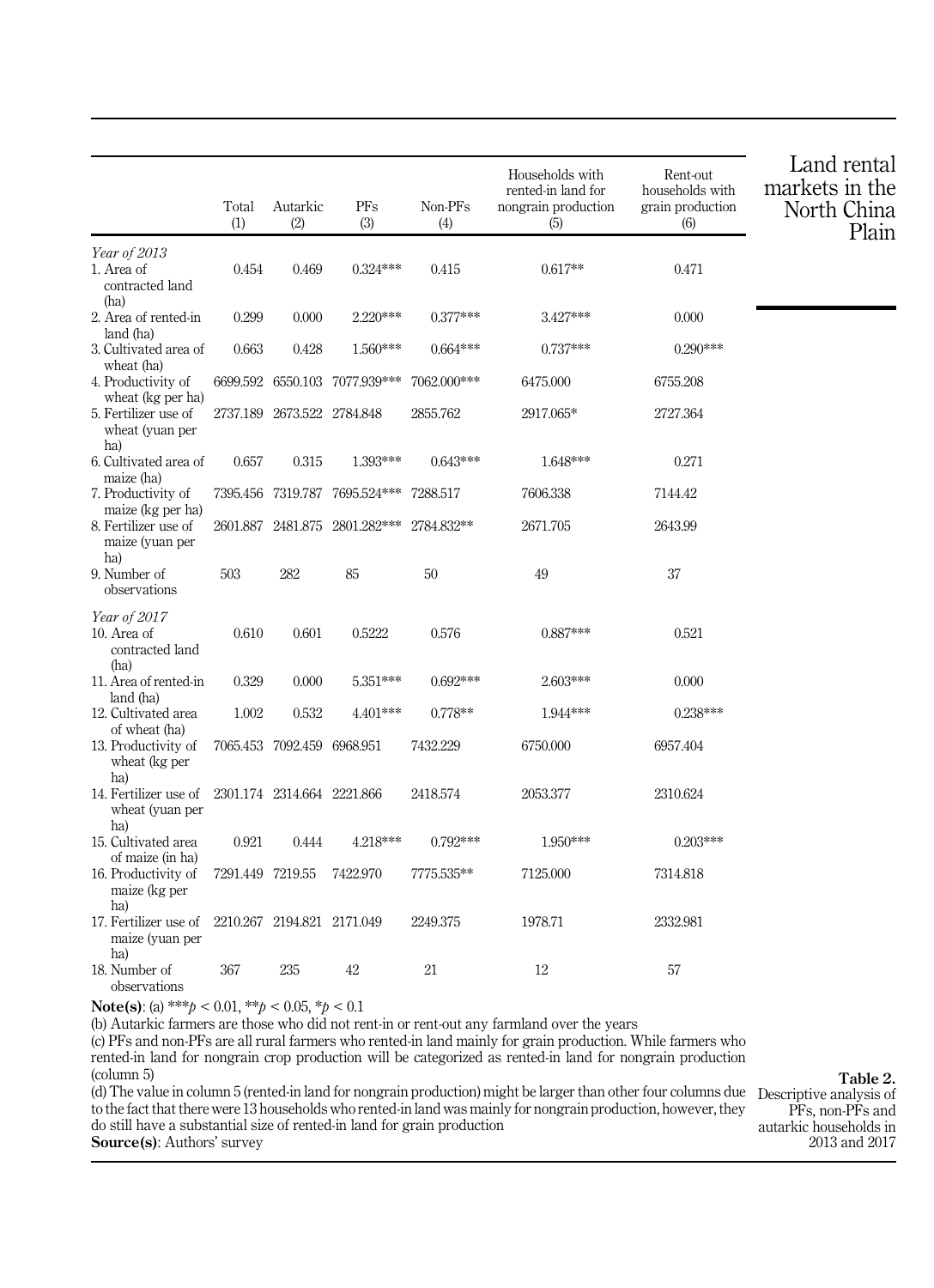| | Total (1) | Autarkic (2) | PFs (3) | Non-PFs (4) | Households with rented-in land for nongrain production (5) | Rent-out households with grain production (6) |
|---|---|---|---|---|---|---|
| *Year of 2013* | | | | | | |
| 1. Area of contracted land (ha) | 0.454 | 0.469 | 0.324*** | 0.415 | 0.617** | 0.471 |
| 2. Area of rented-in land (ha) | 0.299 | 0.000 | 2.220*** | 0.377*** | 3.427*** | 0.000 |
| 3. Cultivated area of wheat (ha) | 0.663 | 0.428 | 1.560*** | 0.664*** | 0.737*** | 0.290*** |
| 4. Productivity of wheat (kg per ha) | 6699.592 | 6550.103 | 7077.939*** | 7062.000*** | 6475.000 | 6755.208 |
| 5. Fertilizer use of wheat (yuan per ha) | 2737.189 | 2673.522 | 2784.848 | 2855.762 | 2917.065* | 2727.364 |
| 6. Cultivated area of maize (ha) | 0.657 | 0.315 | 1.393*** | 0.643*** | 1.648*** | 0.271 |
| 7. Productivity of maize (kg per ha) | 7395.456 | 7319.787 | 7695.524*** | 7288.517 | 7606.338 | 7144.42 |
| 8. Fertilizer use of maize (yuan per ha) | 2601.887 | 2481.875 | 2801.282*** | 2784.832** | 2671.705 | 2643.99 |
| 9. Number of observations | 503 | 282 | 85 | 50 | 49 | 37 |
| *Year of 2017* | | | | | | |
| 10. Area of contracted land (ha) | 0.610 | 0.601 | 0.5222 | 0.576 | 0.887*** | 0.521 |
| 11. Area of rented-in land (ha) | 0.329 | 0.000 | 5.351*** | 0.692*** | 2.603*** | 0.000 |
| 12. Cultivated area of wheat (ha) | 1.002 | 0.532 | 4.401*** | 0.778** | 1.944*** | 0.238*** |
| 13. Productivity of wheat (kg per ha) | 7065.453 | 7092.459 | 6968.951 | 7432.229 | 6750.000 | 6957.404 |
| 14. Fertilizer use of wheat (yuan per ha) | 2301.174 | 2314.664 | 2221.866 | 2418.574 | 2053.377 | 2310.624 |
| 15. Cultivated area of maize (in ha) | 0.921 | 0.444 | 4.218*** | 0.792*** | 1.950*** | 0.203*** |
| 16. Productivity of maize (kg per ha) | 7291.449 | 7219.55 | 7422.970 | 7775.535** | 7125.000 | 7314.818 |
| 17. Fertilizer use of maize (yuan per ha) | 2210.267 | 2194.821 | 2171.049 | 2249.375 | 1978.71 | 2332.981 |
| 18. Number of observations | 367 | 235 | 42 | 21 | 12 | 57 |

**Note(s)**: (a) ***$p < 0.01$, **$p < 0.05$, *$p < 0.1$

(b) Autarkic farmers are those who did not rent-in or rent-out any farmland over the years

(c) PFs and non-PFs are all rural farmers who rented-in land mainly for grain production. While farmers who rented-in land for nongrain crop production will be categorized as rented-in land for nongrain production (column 5)

(d) The value in column 5 (rented-in land for nongrain production) might be larger than other four columns due to the fact that there were 13 households who rented-in land was mainly for nongrain production, however, they do still have a substantial size of rented-in land for grain production

**Source(s)**: Authors' survey

**Table 2.** Descriptive analysis of PFs, non-PFs and autarkic households in 2013 and 2017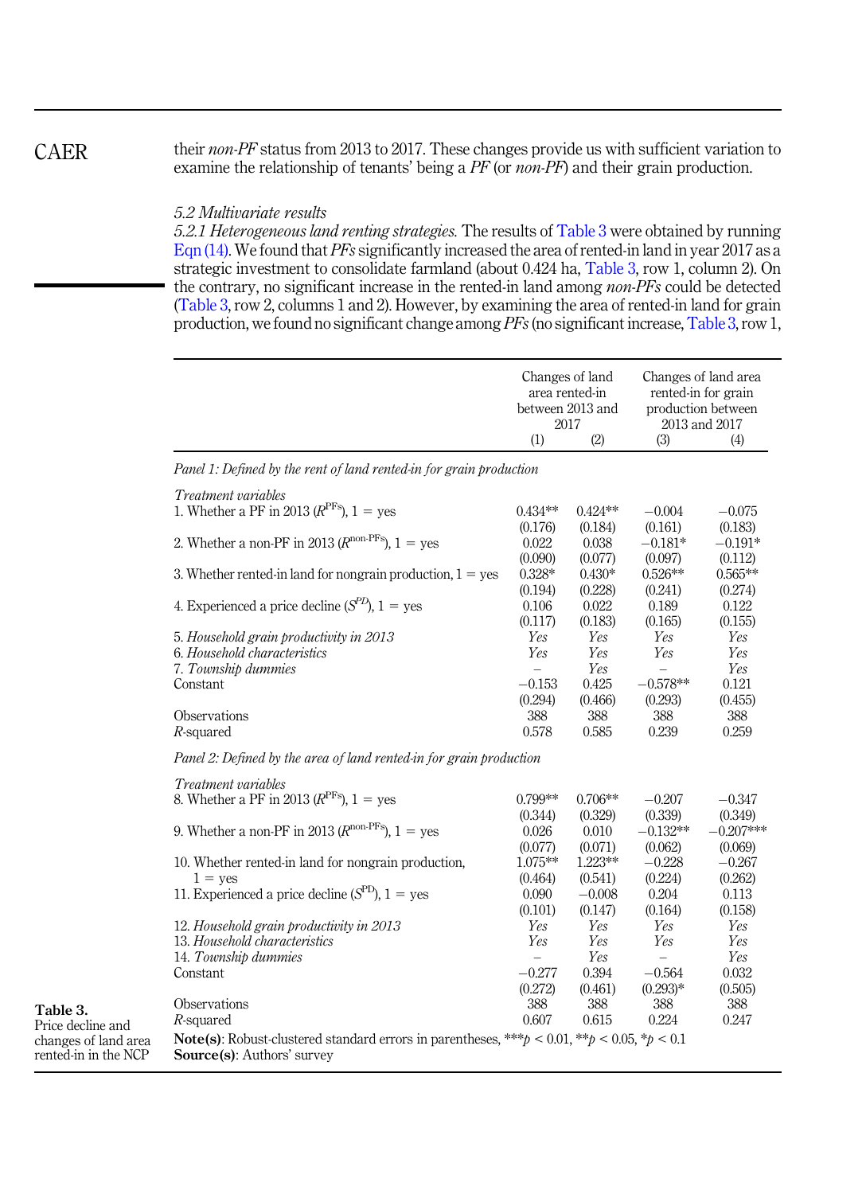their *non-PF* status from 2013 to 2017. These changes provide us with sufficient variation to examine the relationship of tenants' being a *PF* (or *non-PF*) and their grain production.

### 5.2 Multivariate results

*5.2.1 Heterogeneous land renting strategies.* The results of Table 3 were obtained by running Eqn (14). We found that *PFs* significantly increased the area of rented-in land in year 2017 as a strategic investment to consolidate farmland (about 0.424 ha, Table 3, row 1, column 2). On the contrary, no significant increase in the rented-in land among *non-PFs* could be detected (Table 3, row 2, columns 1 and 2). However, by examining the area of rented-in land for grain production, we found no significant change among *PFs* (no significant increase, Table 3, row 1,

| | Changes of land area rented-in between 2013 and 2017 | | Changes of land area rented-in for grain production between 2013 and 2017 | |
|---|---|---|---|---|
| | (1) | (2) | (3) | (4) |
| *Panel 1: Defined by the rent of land rented-in for grain production* | | | | |
| *Treatment variables* | | | | |
| 1. Whether a PF in 2013 ($R^{\mathrm{PFs}}$), 1 = yes | 0.434** | 0.424** | −0.004 | −0.075 |
| | (0.176) | (0.184) | (0.161) | (0.183) |
| 2. Whether a non-PF in 2013 ($R^{\mathrm{non\text{-}PFs}}$), 1 = yes | 0.022 | 0.038 | −0.181* | −0.191* |
| | (0.090) | (0.077) | (0.097) | (0.112) |
| 3. Whether rented-in land for nongrain production, 1 = yes | 0.328* | 0.430* | 0.526** | 0.565** |
| | (0.194) | (0.228) | (0.241) | (0.274) |
| 4. Experienced a price decline ($S^{PD}$), 1 = yes | 0.106 | 0.022 | 0.189 | 0.122 |
| | (0.117) | (0.183) | (0.165) | (0.155) |
| 5. *Household grain productivity in 2013* | *Yes* | *Yes* | *Yes* | *Yes* |
| 6. *Household characteristics* | *Yes* | *Yes* | *Yes* | *Yes* |
| 7. *Township dummies* | – | *Yes* | – | *Yes* |
| Constant | −0.153 | 0.425 | −0.578** | 0.121 |
| | (0.294) | (0.466) | (0.293) | (0.455) |
| Observations | 388 | 388 | 388 | 388 |
| *R*-squared | 0.578 | 0.585 | 0.239 | 0.259 |
| *Panel 2: Defined by the area of land rented-in for grain production* | | | | |
| *Treatment variables* | | | | |
| 8. Whether a PF in 2013 ($R^{\mathrm{PFs}}$), 1 = yes | 0.799** | 0.706** | −0.207 | −0.347 |
| | (0.344) | (0.329) | (0.339) | (0.349) |
| 9. Whether a non-PF in 2013 ($R^{\mathrm{non\text{-}PFs}}$), 1 = yes | 0.026 | 0.010 | −0.132** | −0.207*** |
| | (0.077) | (0.071) | (0.062) | (0.069) |
| 10. Whether rented-in land for nongrain production, 1 = yes | 1.075** | 1.223** | −0.228 | −0.267 |
| | (0.464) | (0.541) | (0.224) | (0.262) |
| 11. Experienced a price decline ($S^{\mathrm{PD}}$), 1 = yes | 0.090 | −0.008 | 0.204 | 0.113 |
| | (0.101) | (0.147) | (0.164) | (0.158) |
| 12. *Household grain productivity in 2013* | *Yes* | *Yes* | *Yes* | *Yes* |
| 13. *Household characteristics* | *Yes* | *Yes* | *Yes* | *Yes* |
| 14. *Township dummies* | – | *Yes* | – | *Yes* |
| Constant | −0.277 | 0.394 | −0.564 | 0.032 |
| | (0.272) | (0.461) | (0.293)* | (0.505) |
| Observations | 388 | 388 | 388 | 388 |
| *R*-squared | 0.607 | 0.615 | 0.224 | 0.247 |

**Note(s)**: Robust-clustered standard errors in parentheses, ***$p < 0.01$, **$p < 0.05$, *$p < 0.1$
**Source(s)**: Authors' survey

**Table 3.** Price decline and changes of land area rented-in in the NCP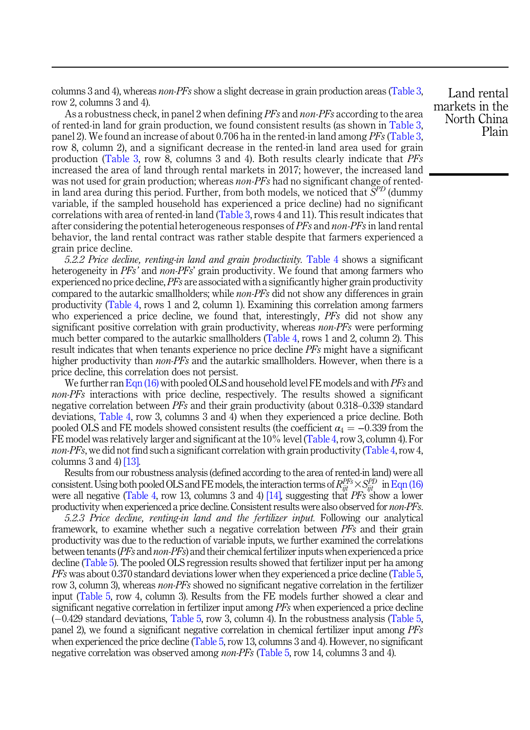columns 3 and 4), whereas *non-PFs* show a slight decrease in grain production areas (Table 3, row 2, columns 3 and 4).

As a robustness check, in panel 2 when defining *PFs* and *non-PFs* according to the area of rented-in land for grain production, we found consistent results (as shown in Table 3, panel 2). We found an increase of about 0.706 ha in the rented-in land among *PFs* (Table 3, row 8, column 2), and a significant decrease in the rented-in land area used for grain production (Table 3, row 8, columns 3 and 4). Both results clearly indicate that *PFs* increased the area of land through rental markets in 2017; however, the increased land was not used for grain production; whereas *non-PFs* had no significant change of rented-in land area during this period. Further, from both models, we noticed that $S^{PD}$ (dummy variable, if the sampled household has experienced a price decline) had no significant correlations with area of rented-in land (Table 3, rows 4 and 11). This result indicates that after considering the potential heterogeneous responses of *PFs* and *non-PFs* in land rental behavior, the land rental contract was rather stable despite that farmers experienced a grain price decline.

*5.2.2 Price decline, renting-in land and grain productivity.* Table 4 shows a significant heterogeneity in *PFs'* and *non-PFs*' grain productivity. We found that among farmers who experienced no price decline, *PFs* are associated with a significantly higher grain productivity compared to the autarkic smallholders; while *non-PFs* did not show any differences in grain productivity (Table 4, rows 1 and 2, column 1). Examining this correlation among farmers who experienced a price decline, we found that, interestingly, *PFs* did not show any significant positive correlation with grain productivity, whereas *non-PFs* were performing much better compared to the autarkic smallholders (Table 4, rows 1 and 2, column 2). This result indicates that when tenants experience no price decline *PFs* might have a significant higher productivity than *non-PFs* and the autarkic smallholders. However, when there is a price decline, this correlation does not persist.

We further ran Eqn (16) with pooled OLS and household level FE models and with *PFs* and *non-PFs* interactions with price decline, respectively. The results showed a significant negative correlation between *PFs* and their grain productivity (about 0.318–0.339 standard deviations, Table 4, row 3, columns 3 and 4) when they experienced a price decline. Both pooled OLS and FE models showed consistent results (the coefficient $\alpha_4 = -0.339$ from the FE model was relatively larger and significant at the 10% level (Table 4, row 3, column 4). For *non-PFs*, we did not find such a significant correlation with grain productivity (Table 4, row 4, columns 3 and 4) [13].

Results from our robustness analysis (defined according to the area of rented-in land) were all consistent. Using both pooled OLS and FE models, the interaction terms of $R_{ijt}^{PFs} \times S_{ijt}^{PD}$ in Eqn (16) were all negative (Table 4, row 13, columns 3 and 4) [14], suggesting that *PFs* show a lower productivity when experienced a price decline. Consistent results were also observed for *non-PFs*.

*5.2.3 Price decline, renting-in land and the fertilizer input.* Following our analytical framework, to examine whether such a negative correlation between *PFs* and their grain productivity was due to the reduction of variable inputs, we further examined the correlations between tenants (*PFs* and *non-PFs*) and their chemical fertilizer inputs when experienced a price decline (Table 5). The pooled OLS regression results showed that fertilizer input per ha among *PFs* was about 0.370 standard deviations lower when they experienced a price decline (Table 5, row 3, column 3), whereas *non-PFs* showed no significant negative correlation in the fertilizer input (Table 5, row 4, column 3). Results from the FE models further showed a clear and significant negative correlation in fertilizer input among *PFs* when experienced a price decline (−0.429 standard deviations, Table 5, row 3, column 4). In the robustness analysis (Table 5, panel 2), we found a significant negative correlation in chemical fertilizer input among *PFs* when experienced the price decline (Table 5, row 13, columns 3 and 4). However, no significant negative correlation was observed among *non-PFs* (Table 5, row 14, columns 3 and 4).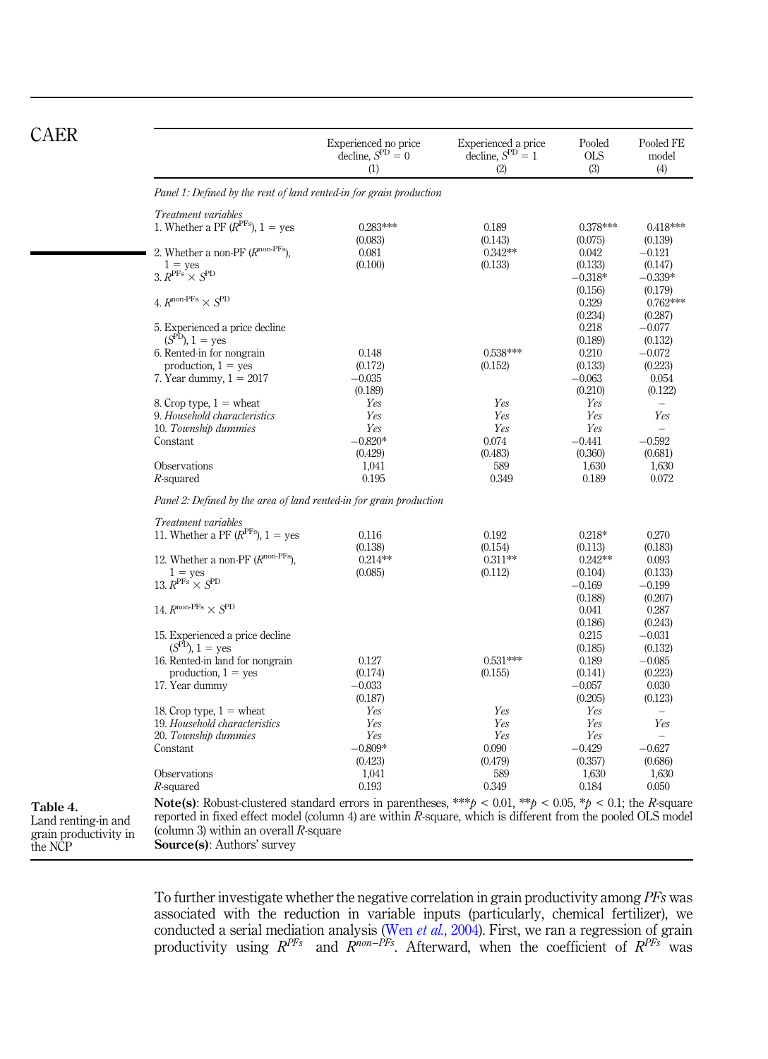**Table 4.** Land renting-in and grain productivity in the NCP

| | Experienced no price decline, $S^{PD} = 0$ (1) | Experienced a price decline, $S^{PD} = 1$ (2) | Pooled OLS (3) | Pooled FE model (4) |
|---|---|---|---|---|
| *Panel 1: Defined by the rent of land rented-in for grain production* | | | | |
| *Treatment variables* | | | | |
| 1. Whether a PF ($R^{PFs}$), 1 = yes | 0.283*** | 0.189 | 0.378*** | 0.418*** |
| | (0.083) | (0.143) | (0.075) | (0.139) |
| 2. Whether a non-PF ($R^{non\text{-}PFs}$), 1 = yes | 0.081 | 0.342** | 0.042 | −0.121 |
| | (0.100) | (0.133) | (0.133) | (0.147) |
| 3. $R^{PFs} \times S^{PD}$ | | | −0.318* | −0.339* |
| | | | (0.156) | (0.179) |
| 4. $R^{non\text{-}PFs} \times S^{PD}$ | | | 0.329 | 0.762*** |
| | | | (0.234) | (0.287) |
| 5. Experienced a price decline ($S^{PD}$), 1 = yes | | | 0.218 | −0.077 |
| | | | (0.189) | (0.132) |
| 6. Rented-in for nongrain production, 1 = yes | 0.148 | 0.538*** | 0.210 | −0.072 |
| | (0.172) | (0.152) | (0.133) | (0.223) |
| 7. Year dummy, 1 = 2017 | −0.035 | | −0.063 | 0.054 |
| | (0.189) | | (0.210) | (0.122) |
| 8. Crop type, 1 = wheat | Yes | Yes | Yes | – |
| 9. *Household characteristics* | Yes | Yes | Yes | Yes |
| 10. *Township dummies* | Yes | Yes | Yes | – |
| Constant | −0.820* | 0.074 | −0.441 | −0.592 |
| | (0.429) | (0.483) | (0.360) | (0.681) |
| Observations | 1,041 | 589 | 1,630 | 1,630 |
| *R*-squared | 0.195 | 0.349 | 0.189 | 0.072 |
| *Panel 2: Defined by the area of land rented-in for grain production* | | | | |
| *Treatment variables* | | | | |
| 11. Whether a PF ($R^{PFs}$), 1 = yes | 0.116 | 0.192 | 0.218* | 0.270 |
| | (0.138) | (0.154) | (0.113) | (0.183) |
| 12. Whether a non-PF ($R^{non\text{-}PFs}$), 1 = yes | 0.214** | 0.311** | 0.242** | 0.093 |
| | (0.085) | (0.112) | (0.104) | (0.133) |
| 13. $R^{PFs} \times S^{PD}$ | | | −0.169 | −0.199 |
| | | | (0.188) | (0.207) |
| 14. $R^{non\text{-}PFs} \times S^{PD}$ | | | 0.041 | 0.287 |
| | | | (0.186) | (0.243) |
| 15. Experienced a price decline ($S^{PD}$), 1 = yes | | | 0.215 | −0.031 |
| | | | (0.185) | (0.132) |
| 16. Rented-in land for nongrain production, 1 = yes | 0.127 | 0.531*** | 0.189 | −0.085 |
| | (0.174) | (0.155) | (0.141) | (0.223) |
| 17. Year dummy | −0.033 | | −0.057 | 0.030 |
| | (0.187) | | (0.205) | (0.123) |
| 18. Crop type, 1 = wheat | Yes | Yes | Yes | – |
| 19. *Household characteristics* | Yes | Yes | Yes | Yes |
| 20. *Township dummies* | Yes | Yes | Yes | – |
| Constant | −0.809* | 0.090 | −0.429 | −0.627 |
| | (0.423) | (0.479) | (0.357) | (0.686) |
| Observations | 1,041 | 589 | 1,630 | 1,630 |
| *R*-squared | 0.193 | 0.349 | 0.184 | 0.050 |

**Note(s)**: Robust-clustered standard errors in parentheses, ***$p < 0.01$, **$p < 0.05$, *$p < 0.1$; the *R*-square reported in fixed effect model (column 4) are within *R*-square, which is different from the pooled OLS model (column 3) within an overall *R*-square

**Source(s)**: Authors' survey

To further investigate whether the negative correlation in grain productivity among *PFs* was associated with the reduction in variable inputs (particularly, chemical fertilizer), we conducted a serial mediation analysis (Wen *et al.*, 2004). First, we ran a regression of grain productivity using $R^{PFs}$ and $R^{non-PFs}$. Afterward, when the coefficient of $R^{PFs}$ was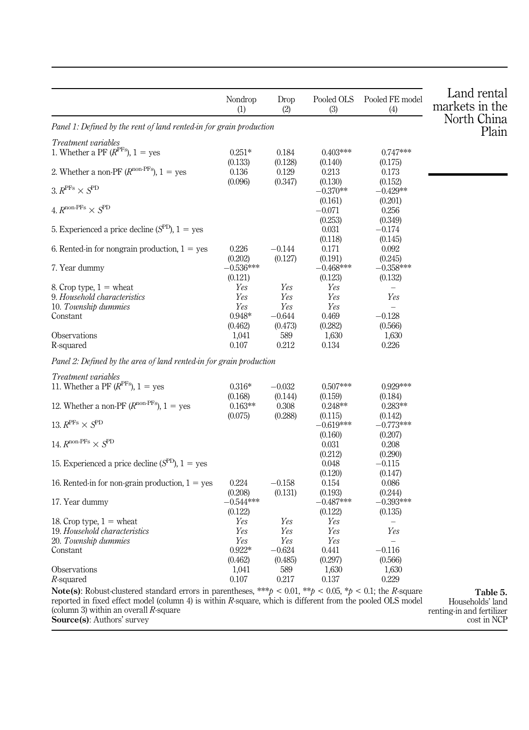| | Nondrop (1) | Drop (2) | Pooled OLS (3) | Pooled FE model (4) |
|---|---|---|---|---|
| *Panel 1: Defined by the rent of land rented-in for grain production* | | | | |
| *Treatment variables* | | | | |
| 1. Whether a PF ($R^{PFs}$), 1 = yes | 0.251* | 0.184 | 0.403*** | 0.747*** |
| | (0.133) | (0.128) | (0.140) | (0.175) |
| 2. Whether a non-PF ($R^{non\text{-}PFs}$), 1 = yes | 0.136 | 0.129 | 0.213 | 0.173 |
| | (0.096) | (0.347) | (0.130) | (0.152) |
| 3. $R^{PFs} \times S^{PD}$ | | | −0.370** | −0.429** |
| | | | (0.161) | (0.201) |
| 4. $R^{non\text{-}PFs} \times S^{PD}$ | | | −0.071 | 0.256 |
| | | | (0.253) | (0.349) |
| 5. Experienced a price decline ($S^{PD}$), 1 = yes | | | 0.031 | −0.174 |
| | | | (0.118) | (0.145) |
| 6. Rented-in for nongrain production, 1 = yes | 0.226 | −0.144 | 0.171 | 0.092 |
| | (0.202) | (0.127) | (0.191) | (0.245) |
| 7. Year dummy | −0.536*** | | −0.468*** | −0.358*** |
| | (0.121) | | (0.123) | (0.132) |
| 8. Crop type, 1 = wheat | *Yes* | *Yes* | *Yes* | – |
| 9. *Household characteristics* | *Yes* | *Yes* | *Yes* | *Yes* |
| 10. *Township dummies* | *Yes* | *Yes* | *Yes* | – |
| Constant | 0.948* | −0.644 | 0.469 | −0.128 |
| | (0.462) | (0.473) | (0.282) | (0.566) |
| Observations | 1,041 | 589 | 1,630 | 1,630 |
| R-squared | 0.107 | 0.212 | 0.134 | 0.226 |
| *Panel 2: Defined by the area of land rented-in for grain production* | | | | |
| *Treatment variables* | | | | |
| 11. Whether a PF ($R^{PFs}$), 1 = yes | 0.316* | −0.032 | 0.507*** | 0.929*** |
| | (0.168) | (0.144) | (0.159) | (0.184) |
| 12. Whether a non-PF ($R^{non\text{-}PFs}$), 1 = yes | 0.163** | 0.308 | 0.248** | 0.283** |
| | (0.075) | (0.288) | (0.115) | (0.142) |
| 13. $R^{PFs} \times S^{PD}$ | | | −0.619*** | −0.773*** |
| | | | (0.160) | (0.207) |
| 14. $R^{non\text{-}PFs} \times S^{PD}$ | | | 0.031 | 0.208 |
| | | | (0.212) | (0.290) |
| 15. Experienced a price decline ($S^{PD}$), 1 = yes | | | 0.048 | −0.115 |
| | | | (0.120) | (0.147) |
| 16. Rented-in for non-grain production, 1 = yes | 0.224 | −0.158 | 0.154 | 0.086 |
| | (0.208) | (0.131) | (0.193) | (0.244) |
| 17. Year dummy | −0.544*** | | −0.487*** | −0.393*** |
| | (0.122) | | (0.122) | (0.135) |
| 18. Crop type, 1 = wheat | *Yes* | *Yes* | *Yes* | – |
| 19. *Household characteristics* | *Yes* | *Yes* | *Yes* | *Yes* |
| 20. *Township dummies* | *Yes* | *Yes* | *Yes* | – |
| Constant | 0.922* | −0.624 | 0.441 | −0.116 |
| | (0.462) | (0.485) | (0.297) | (0.566) |
| Observations | 1,041 | 589 | 1,630 | 1,630 |
| *R*-squared | 0.107 | 0.217 | 0.137 | 0.229 |

**Note(s)**: Robust-clustered standard errors in parentheses, ***$p < 0.01$, **$p < 0.05$, *$p < 0.1$; the *R*-square reported in fixed effect model (column 4) is within *R*-square, which is different from the pooled OLS model (column 3) within an overall *R*-square

**Source(s)**: Authors' survey

**Table 5.** Households' land renting-in and fertilizer cost in NCP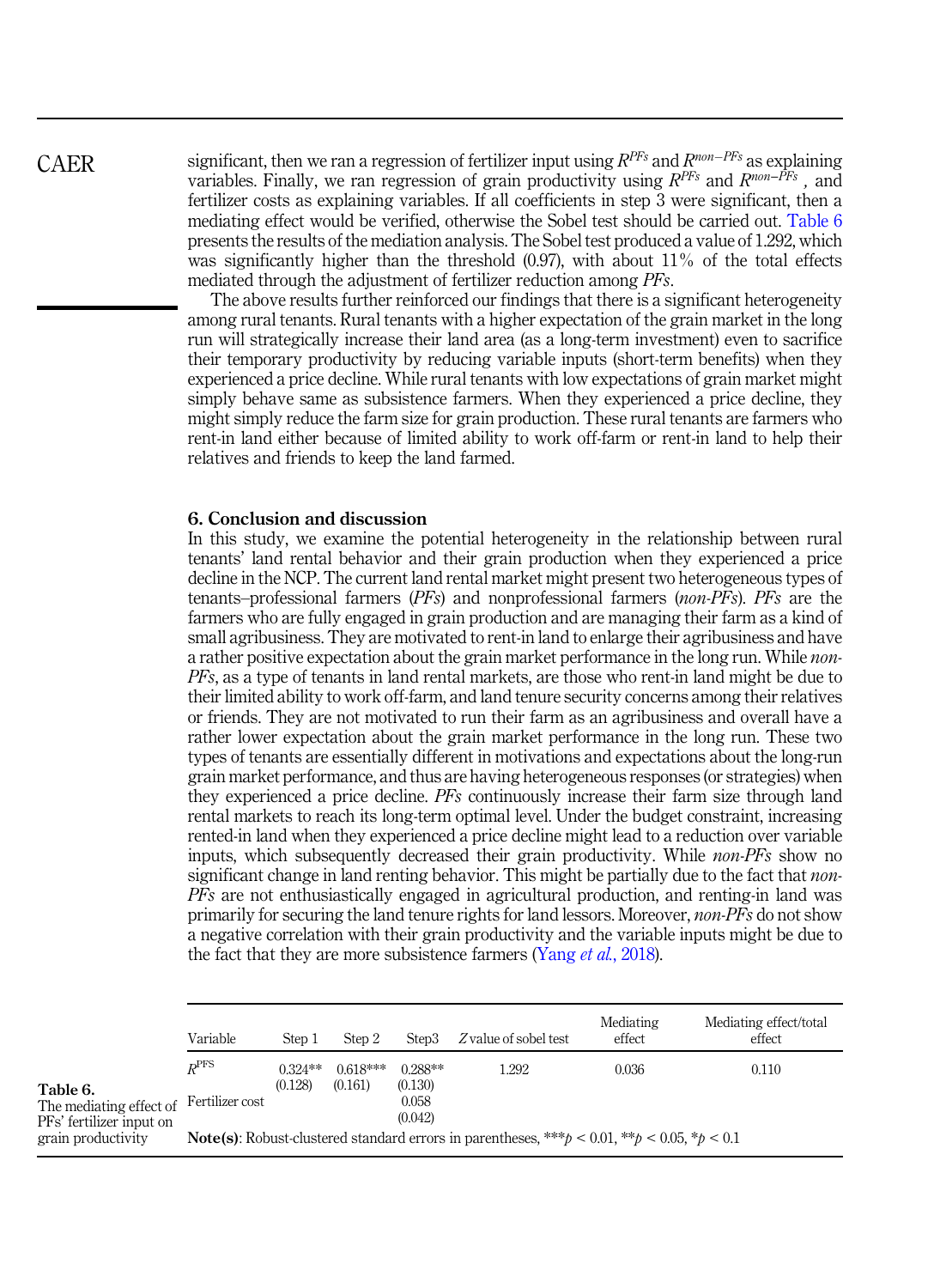significant, then we ran a regression of fertilizer input using $R^{PFs}$ and $R^{non-PFs}$ as explaining variables. Finally, we ran regression of grain productivity using $R^{PFs}$ and $R^{non-PFs}$ , and fertilizer costs as explaining variables. If all coefficients in step 3 were significant, then a mediating effect would be verified, otherwise the Sobel test should be carried out. Table 6 presents the results of the mediation analysis. The Sobel test produced a value of 1.292, which was significantly higher than the threshold (0.97), with about 11% of the total effects mediated through the adjustment of fertilizer reduction among *PFs*.

The above results further reinforced our findings that there is a significant heterogeneity among rural tenants. Rural tenants with a higher expectation of the grain market in the long run will strategically increase their land area (as a long-term investment) even to sacrifice their temporary productivity by reducing variable inputs (short-term benefits) when they experienced a price decline. While rural tenants with low expectations of grain market might simply behave same as subsistence farmers. When they experienced a price decline, they might simply reduce the farm size for grain production. These rural tenants are farmers who rent-in land either because of limited ability to work off-farm or rent-in land to help their relatives and friends to keep the land farmed.

## 6. Conclusion and discussion

In this study, we examine the potential heterogeneity in the relationship between rural tenants' land rental behavior and their grain production when they experienced a price decline in the NCP. The current land rental market might present two heterogeneous types of tenants–professional farmers (*PFs*) and nonprofessional farmers (*non-PFs*). *PFs* are the farmers who are fully engaged in grain production and are managing their farm as a kind of small agribusiness. They are motivated to rent-in land to enlarge their agribusiness and have a rather positive expectation about the grain market performance in the long run. While *non-PFs*, as a type of tenants in land rental markets, are those who rent-in land might be due to their limited ability to work off-farm, and land tenure security concerns among their relatives or friends. They are not motivated to run their farm as an agribusiness and overall have a rather lower expectation about the grain market performance in the long run. These two types of tenants are essentially different in motivations and expectations about the long-run grain market performance, and thus are having heterogeneous responses (or strategies) when they experienced a price decline. *PFs* continuously increase their farm size through land rental markets to reach its long-term optimal level. Under the budget constraint, increasing rented-in land when they experienced a price decline might lead to a reduction over variable inputs, which subsequently decreased their grain productivity. While *non-PFs* show no significant change in land renting behavior. This might be partially due to the fact that *non-PFs* are not enthusiastically engaged in agricultural production, and renting-in land was primarily for securing the land tenure rights for land lessors. Moreover, *non-PFs* do not show a negative correlation with their grain productivity and the variable inputs might be due to the fact that they are more subsistence farmers (Yang *et al.*, 2018).

**Table 6.** The mediating effect of PFs' fertilizer input on grain productivity

| Variable | Step 1 | Step 2 | Step3 | Z value of sobel test | Mediating effect | Mediating effect/total effect |
|---|---|---|---|---|---|---|
| $R^{PFS}$ | 0.324** (0.128) | 0.618*** (0.161) | 0.288** (0.130) | 1.292 | 0.036 | 0.110 |
| Fertilizer cost | | | 0.058 (0.042) | | | |

**Note(s)**: Robust-clustered standard errors in parentheses, *** $p < 0.01$, ** $p < 0.05$, * $p < 0.1$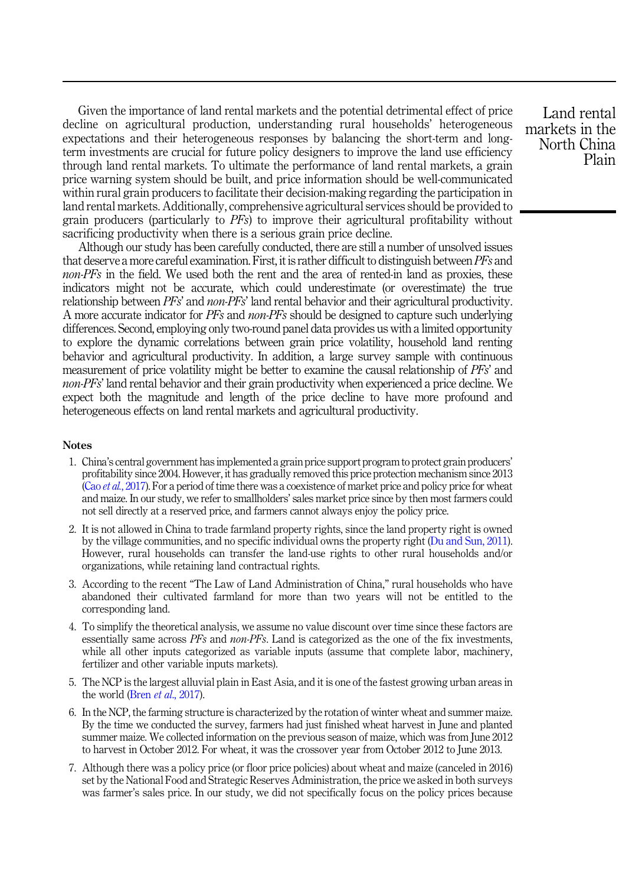Given the importance of land rental markets and the potential detrimental effect of price decline on agricultural production, understanding rural households' heterogeneous expectations and their heterogeneous responses by balancing the short-term and long-term investments are crucial for future policy designers to improve the land use efficiency through land rental markets. To ultimate the performance of land rental markets, a grain price warning system should be built, and price information should be well-communicated within rural grain producers to facilitate their decision-making regarding the participation in land rental markets. Additionally, comprehensive agricultural services should be provided to grain producers (particularly to *PFs*) to improve their agricultural profitability without sacrificing productivity when there is a serious grain price decline.

Although our study has been carefully conducted, there are still a number of unsolved issues that deserve a more careful examination. First, it is rather difficult to distinguish between *PFs* and *non-PFs* in the field. We used both the rent and the area of rented-in land as proxies, these indicators might not be accurate, which could underestimate (or overestimate) the true relationship between *PFs*' and *non-PFs*' land rental behavior and their agricultural productivity. A more accurate indicator for *PFs* and *non-PFs* should be designed to capture such underlying differences. Second, employing only two-round panel data provides us with a limited opportunity to explore the dynamic correlations between grain price volatility, household land renting behavior and agricultural productivity. In addition, a large survey sample with continuous measurement of price volatility might be better to examine the causal relationship of *PFs*' and *non-PFs*' land rental behavior and their grain productivity when experienced a price decline. We expect both the magnitude and length of the price decline to have more profound and heterogeneous effects on land rental markets and agricultural productivity.

## Notes

1. China's central government has implemented a grain price support program to protect grain producers' profitability since 2004. However, it has gradually removed this price protection mechanism since 2013 (Cao *et al.*, 2017). For a period of time there was a coexistence of market price and policy price for wheat and maize. In our study, we refer to smallholders' sales market price since by then most farmers could not sell directly at a reserved price, and farmers cannot always enjoy the policy price.
2. It is not allowed in China to trade farmland property rights, since the land property right is owned by the village communities, and no specific individual owns the property right (Du and Sun, 2011). However, rural households can transfer the land-use rights to other rural households and/or organizations, while retaining land contractual rights.
3. According to the recent "The Law of Land Administration of China," rural households who have abandoned their cultivated farmland for more than two years will not be entitled to the corresponding land.
4. To simplify the theoretical analysis, we assume no value discount over time since these factors are essentially same across *PFs* and *non-PFs*. Land is categorized as the one of the fix investments, while all other inputs categorized as variable inputs (assume that complete labor, machinery, fertilizer and other variable inputs markets).
5. The NCP is the largest alluvial plain in East Asia, and it is one of the fastest growing urban areas in the world (Bren *et al.*, 2017).
6. In the NCP, the farming structure is characterized by the rotation of winter wheat and summer maize. By the time we conducted the survey, farmers had just finished wheat harvest in June and planted summer maize. We collected information on the previous season of maize, which was from June 2012 to harvest in October 2012. For wheat, it was the crossover year from October 2012 to June 2013.
7. Although there was a policy price (or floor price policies) about wheat and maize (canceled in 2016) set by the National Food and Strategic Reserves Administration, the price we asked in both surveys was farmer's sales price. In our study, we did not specifically focus on the policy prices because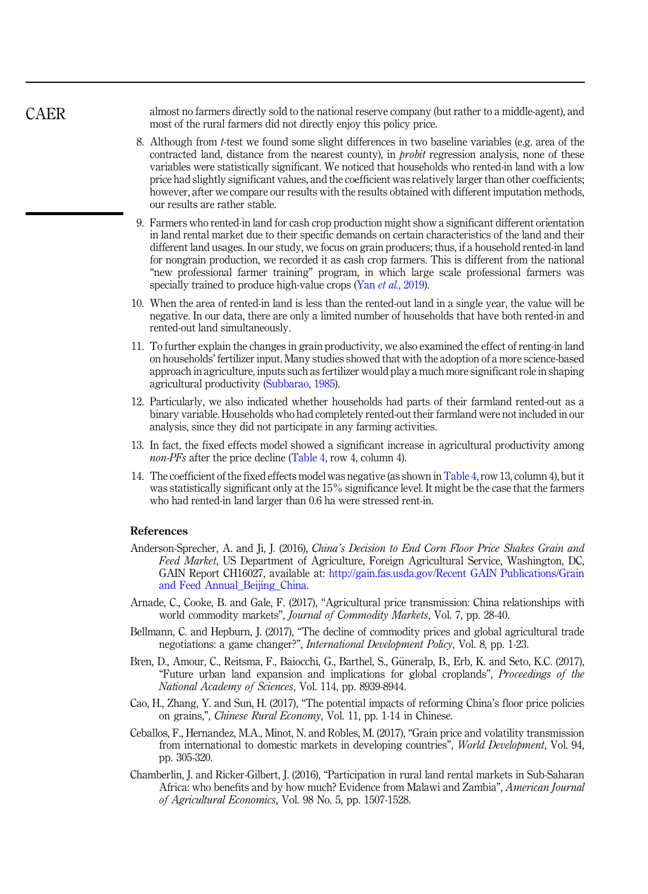almost no farmers directly sold to the national reserve company (but rather to a middle-agent), and most of the rural farmers did not directly enjoy this policy price.

8. Although from *t*-test we found some slight differences in two baseline variables (e.g. area of the contracted land, distance from the nearest county), in *probit* regression analysis, none of these variables were statistically significant. We noticed that households who rented-in land with a low price had slightly significant values, and the coefficient was relatively larger than other coefficients; however, after we compare our results with the results obtained with different imputation methods, our results are rather stable.

9. Farmers who rented-in land for cash crop production might show a significant different orientation in land rental market due to their specific demands on certain characteristics of the land and their different land usages. In our study, we focus on grain producers; thus, if a household rented-in land for nongrain production, we recorded it as cash crop farmers. This is different from the national "new professional farmer training" program, in which large scale professional farmers was specially trained to produce high-value crops (Yan *et al.*, 2019).

10. When the area of rented-in land is less than the rented-out land in a single year, the value will be negative. In our data, there are only a limited number of households that have both rented-in and rented-out land simultaneously.

11. To further explain the changes in grain productivity, we also examined the effect of renting-in land on households' fertilizer input. Many studies showed that with the adoption of a more science-based approach in agriculture, inputs such as fertilizer would play a much more significant role in shaping agricultural productivity (Subbarao, 1985).

12. Particularly, we also indicated whether households had parts of their farmland rented-out as a binary variable. Households who had completely rented-out their farmland were not included in our analysis, since they did not participate in any farming activities.

13. In fact, the fixed effects model showed a significant increase in agricultural productivity among *non-PFs* after the price decline (Table 4, row 4, column 4).

14. The coefficient of the fixed effects model was negative (as shown in Table 4, row 13, column 4), but it was statistically significant only at the 15% significance level. It might be the case that the farmers who had rented-in land larger than 0.6 ha were stressed rent-in.

## References

Anderson-Sprecher, A. and Ji, J. (2016), *China's Decision to End Corn Floor Price Shakes Grain and Feed Market*, US Department of Agriculture, Foreign Agricultural Service, Washington, DC, GAIN Report CH16027, available at: http://gain.fas.usda.gov/Recent GAIN Publications/Grain and Feed Annual_Beijing_China.

Arnade, C., Cooke, B. and Gale, F. (2017), "Agricultural price transmission: China relationships with world commodity markets", *Journal of Commodity Markets*, Vol. 7, pp. 28-40.

Bellmann, C. and Hepburn, J. (2017), "The decline of commodity prices and global agricultural trade negotiations: a game changer?", *International Development Policy*, Vol. 8, pp. 1-23.

Bren, D., Amour, C., Reitsma, F., Baiocchi, G., Barthel, S., Güneralp, B., Erb, K. and Seto, K.C. (2017), "Future urban land expansion and implications for global croplands", *Proceedings of the National Academy of Sciences*, Vol. 114, pp. 8939-8944.

Cao, H., Zhang, Y. and Sun, H. (2017), "The potential impacts of reforming China's floor price policies on grains,", *Chinese Rural Economy*, Vol. 11, pp. 1-14 in Chinese.

Ceballos, F., Hernandez, M.A., Minot, N. and Robles, M. (2017), "Grain price and volatility transmission from international to domestic markets in developing countries", *World Development*, Vol. 94, pp. 305-320.

Chamberlin, J. and Ricker-Gilbert, J. (2016), "Participation in rural land rental markets in Sub-Saharan Africa: who benefits and by how much? Evidence from Malawi and Zambia", *American Journal of Agricultural Economics*, Vol. 98 No. 5, pp. 1507-1528.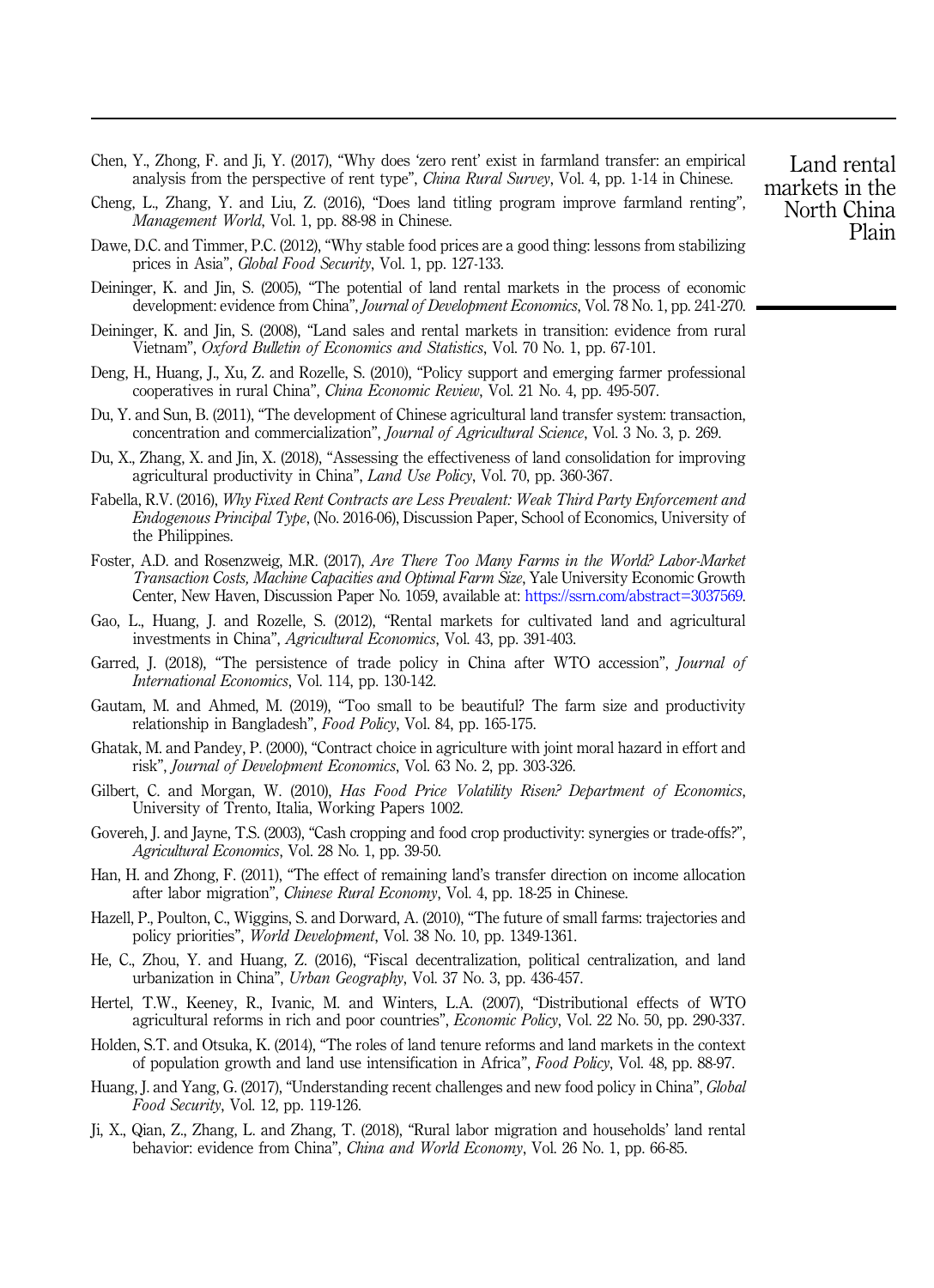Chen, Y., Zhong, F. and Ji, Y. (2017), "Why does 'zero rent' exist in farmland transfer: an empirical analysis from the perspective of rent type", *China Rural Survey*, Vol. 4, pp. 1-14 in Chinese.

Cheng, L., Zhang, Y. and Liu, Z. (2016), "Does land titling program improve farmland renting", *Management World*, Vol. 1, pp. 88-98 in Chinese.

Dawe, D.C. and Timmer, P.C. (2012), "Why stable food prices are a good thing: lessons from stabilizing prices in Asia", *Global Food Security*, Vol. 1, pp. 127-133.

Deininger, K. and Jin, S. (2005), "The potential of land rental markets in the process of economic development: evidence from China", *Journal of Development Economics*, Vol. 78 No. 1, pp. 241-270.

Deininger, K. and Jin, S. (2008), "Land sales and rental markets in transition: evidence from rural Vietnam", *Oxford Bulletin of Economics and Statistics*, Vol. 70 No. 1, pp. 67-101.

Deng, H., Huang, J., Xu, Z. and Rozelle, S. (2010), "Policy support and emerging farmer professional cooperatives in rural China", *China Economic Review*, Vol. 21 No. 4, pp. 495-507.

Du, Y. and Sun, B. (2011), "The development of Chinese agricultural land transfer system: transaction, concentration and commercialization", *Journal of Agricultural Science*, Vol. 3 No. 3, p. 269.

Du, X., Zhang, X. and Jin, X. (2018), "Assessing the effectiveness of land consolidation for improving agricultural productivity in China", *Land Use Policy*, Vol. 70, pp. 360-367.

Fabella, R.V. (2016), *Why Fixed Rent Contracts are Less Prevalent: Weak Third Party Enforcement and Endogenous Principal Type*, (No. 2016-06), Discussion Paper, School of Economics, University of the Philippines.

Foster, A.D. and Rosenzweig, M.R. (2017), *Are There Too Many Farms in the World? Labor-Market Transaction Costs, Machine Capacities and Optimal Farm Size*, Yale University Economic Growth Center, New Haven, Discussion Paper No. 1059, available at: https://ssrn.com/abstract=3037569.

Gao, L., Huang, J. and Rozelle, S. (2012), "Rental markets for cultivated land and agricultural investments in China", *Agricultural Economics*, Vol. 43, pp. 391-403.

Garred, J. (2018), "The persistence of trade policy in China after WTO accession", *Journal of International Economics*, Vol. 114, pp. 130-142.

Gautam, M. and Ahmed, M. (2019), "Too small to be beautiful? The farm size and productivity relationship in Bangladesh", *Food Policy*, Vol. 84, pp. 165-175.

Ghatak, M. and Pandey, P. (2000), "Contract choice in agriculture with joint moral hazard in effort and risk", *Journal of Development Economics*, Vol. 63 No. 2, pp. 303-326.

Gilbert, C. and Morgan, W. (2010), *Has Food Price Volatility Risen? Department of Economics*, University of Trento, Italia, Working Papers 1002.

Govereh, J. and Jayne, T.S. (2003), "Cash cropping and food crop productivity: synergies or trade-offs?", *Agricultural Economics*, Vol. 28 No. 1, pp. 39-50.

Han, H. and Zhong, F. (2011), "The effect of remaining land's transfer direction on income allocation after labor migration", *Chinese Rural Economy*, Vol. 4, pp. 18-25 in Chinese.

Hazell, P., Poulton, C., Wiggins, S. and Dorward, A. (2010), "The future of small farms: trajectories and policy priorities", *World Development*, Vol. 38 No. 10, pp. 1349-1361.

He, C., Zhou, Y. and Huang, Z. (2016), "Fiscal decentralization, political centralization, and land urbanization in China", *Urban Geography*, Vol. 37 No. 3, pp. 436-457.

Hertel, T.W., Keeney, R., Ivanic, M. and Winters, L.A. (2007), "Distributional effects of WTO agricultural reforms in rich and poor countries", *Economic Policy*, Vol. 22 No. 50, pp. 290-337.

Holden, S.T. and Otsuka, K. (2014), "The roles of land tenure reforms and land markets in the context of population growth and land use intensification in Africa", *Food Policy*, Vol. 48, pp. 88-97.

Huang, J. and Yang, G. (2017), "Understanding recent challenges and new food policy in China", *Global Food Security*, Vol. 12, pp. 119-126.

Ji, X., Qian, Z., Zhang, L. and Zhang, T. (2018), "Rural labor migration and households' land rental behavior: evidence from China", *China and World Economy*, Vol. 26 No. 1, pp. 66-85.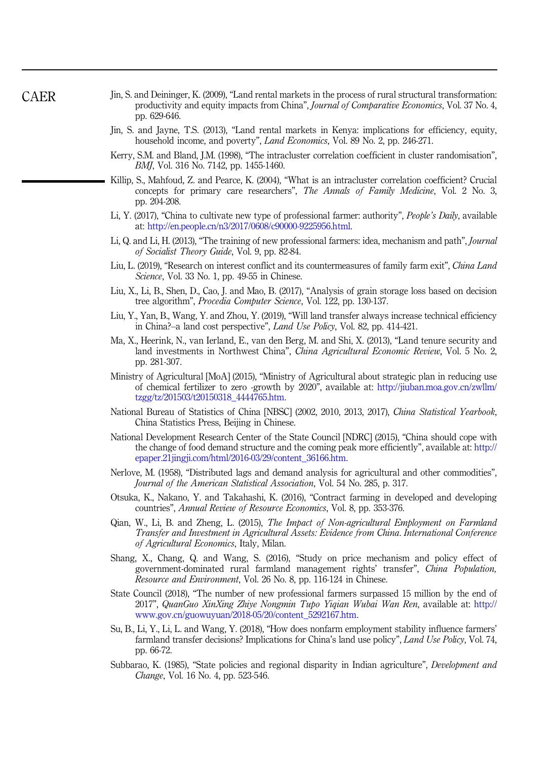Jin, S. and Deininger, K. (2009), "Land rental markets in the process of rural structural transformation: productivity and equity impacts from China", *Journal of Comparative Economics*, Vol. 37 No. 4, pp. 629-646.

Jin, S. and Jayne, T.S. (2013), "Land rental markets in Kenya: implications for efficiency, equity, household income, and poverty", *Land Economics*, Vol. 89 No. 2, pp. 246-271.

Kerry, S.M. and Bland, J.M. (1998), "The intracluster correlation coefficient in cluster randomisation", *BMJ*, Vol. 316 No. 7142, pp. 1455-1460.

Killip, S., Mahfoud, Z. and Pearce, K. (2004), "What is an intracluster correlation coefficient? Crucial concepts for primary care researchers", *The Annals of Family Medicine*, Vol. 2 No. 3, pp. 204-208.

Li, Y. (2017), "China to cultivate new type of professional farmer: authority", *People's Daily*, available at: http://en.people.cn/n3/2017/0608/c90000-9225956.html.

Li, Q. and Li, H. (2013), "The training of new professional farmers: idea, mechanism and path", *Journal of Socialist Theory Guide*, Vol. 9, pp. 82-84.

Liu, L. (2019), "Research on interest conflict and its countermeasures of family farm exit", *China Land Science*, Vol. 33 No. 1, pp. 49-55 in Chinese.

Liu, X., Li, B., Shen, D., Cao, J. and Mao, B. (2017), "Analysis of grain storage loss based on decision tree algorithm", *Procedia Computer Science*, Vol. 122, pp. 130-137.

Liu, Y., Yan, B., Wang, Y. and Zhou, Y. (2019), "Will land transfer always increase technical efficiency in China?–a land cost perspective", *Land Use Policy*, Vol. 82, pp. 414-421.

Ma, X., Heerink, N., van Ierland, E., van den Berg, M. and Shi, X. (2013), "Land tenure security and land investments in Northwest China", *China Agricultural Economic Review*, Vol. 5 No. 2, pp. 281-307.

Ministry of Agricultural [MoA] (2015), "Ministry of Agricultural about strategic plan in reducing use of chemical fertilizer to zero -growth by 2020", available at: http://jiuban.moa.gov.cn/zwllm/tzgg/tz/201503/t20150318_4444765.htm.

National Bureau of Statistics of China [NBSC] (2002, 2010, 2013, 2017), *China Statistical Yearbook*, China Statistics Press, Beijing in Chinese.

National Development Research Center of the State Council [NDRC] (2015), "China should cope with the change of food demand structure and the coming peak more efficiently", available at: http://epaper.21jingji.com/html/2016-03/29/content_36166.htm.

Nerlove, M. (1958), "Distributed lags and demand analysis for agricultural and other commodities", *Journal of the American Statistical Association*, Vol. 54 No. 285, p. 317.

Otsuka, K., Nakano, Y. and Takahashi, K. (2016), "Contract farming in developed and developing countries", *Annual Review of Resource Economics*, Vol. 8, pp. 353-376.

Qian, W., Li, B. and Zheng, L. (2015), *The Impact of Non-agricultural Employment on Farmland Transfer and Investment in Agricultural Assets: Evidence from China. International Conference of Agricultural Economics*, Italy, Milan.

Shang, X., Chang, Q. and Wang, S. (2016), "Study on price mechanism and policy effect of government-dominated rural farmland management rights' transfer", *China Population, Resource and Environment*, Vol. 26 No. 8, pp. 116-124 in Chinese.

State Council (2018), "The number of new professional farmers surpassed 15 million by the end of 2017", *QuanGuo XinXing Zhiye Nongmin Tupo Yiqian Wubai Wan Ren*, available at: http://www.gov.cn/guowuyuan/2018-05/20/content_5292167.htm.

Su, B., Li, Y., Li, L. and Wang, Y. (2018), "How does nonfarm employment stability influence farmers' farmland transfer decisions? Implications for China's land use policy", *Land Use Policy*, Vol. 74, pp. 66-72.

Subbarao, K. (1985), "State policies and regional disparity in Indian agriculture", *Development and Change*, Vol. 16 No. 4, pp. 523-546.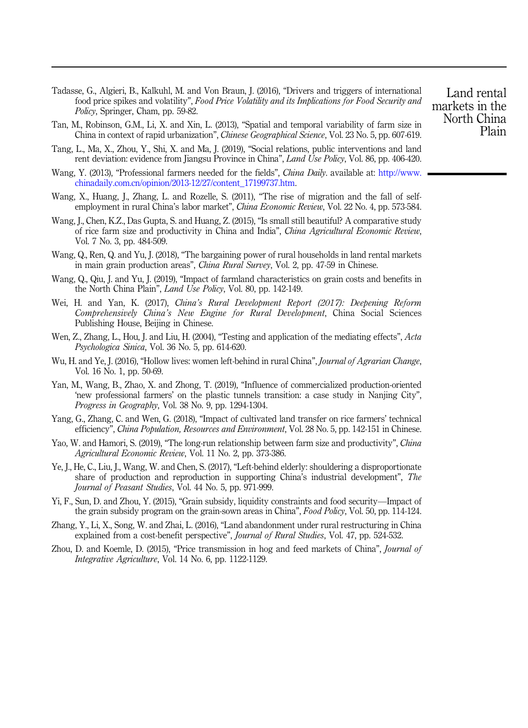Tadasse, G., Algieri, B., Kalkuhl, M. and Von Braun, J. (2016), "Drivers and triggers of international food price spikes and volatility", *Food Price Volatility and its Implications for Food Security and Policy*, Springer, Cham, pp. 59-82.

Tan, M., Robinson, G.M., Li, X. and Xin, L. (2013), "Spatial and temporal variability of farm size in China in context of rapid urbanization", *Chinese Geographical Science*, Vol. 23 No. 5, pp. 607-619.

Tang, L., Ma, X., Zhou, Y., Shi, X. and Ma, J. (2019), "Social relations, public interventions and land rent deviation: evidence from Jiangsu Province in China", *Land Use Policy*, Vol. 86, pp. 406-420.

Wang, Y. (2013), "Professional farmers needed for the fields", *China Daily*. available at: http://www.chinadaily.com.cn/opinion/2013-12/27/content_17199737.htm.

Wang, X., Huang, J., Zhang, L. and Rozelle, S. (2011), "The rise of migration and the fall of self-employment in rural China's labor market", *China Economic Review*, Vol. 22 No. 4, pp. 573-584.

Wang, J., Chen, K.Z., Das Gupta, S. and Huang, Z. (2015), "Is small still beautiful? A comparative study of rice farm size and productivity in China and India", *China Agricultural Economic Review*, Vol. 7 No. 3, pp. 484-509.

Wang, Q., Ren, Q. and Yu, J. (2018), "The bargaining power of rural households in land rental markets in main grain production areas", *China Rural Survey*, Vol. 2, pp. 47-59 in Chinese.

Wang, Q., Qiu, J. and Yu, J. (2019), "Impact of farmland characteristics on grain costs and benefits in the North China Plain", *Land Use Policy*, Vol. 80, pp. 142-149.

Wei, H. and Yan, K. (2017), *China's Rural Development Report (2017): Deepening Reform Comprehensively China's New Engine for Rural Development*, China Social Sciences Publishing House, Beijing in Chinese.

Wen, Z., Zhang, L., Hou, J. and Liu, H. (2004), "Testing and application of the mediating effects", *Acta Psychologica Sinica*, Vol. 36 No. 5, pp. 614-620.

Wu, H. and Ye, J. (2016), "Hollow lives: women left-behind in rural China", *Journal of Agrarian Change*, Vol. 16 No. 1, pp. 50-69.

Yan, M., Wang, B., Zhao, X. and Zhong, T. (2019), "Influence of commercialized production-oriented 'new professional farmers' on the plastic tunnels transition: a case study in Nanjing City", *Progress in Geography*, Vol. 38 No. 9, pp. 1294-1304.

Yang, G., Zhang, C. and Wen, G. (2018), "Impact of cultivated land transfer on rice farmers' technical efficiency", *China Population, Resources and Environment*, Vol. 28 No. 5, pp. 142-151 in Chinese.

Yao, W. and Hamori, S. (2019), "The long-run relationship between farm size and productivity", *China Agricultural Economic Review*, Vol. 11 No. 2, pp. 373-386.

Ye, J., He, C., Liu, J., Wang, W. and Chen, S. (2017), "Left-behind elderly: shouldering a disproportionate share of production and reproduction in supporting China's industrial development", *The Journal of Peasant Studies*, Vol. 44 No. 5, pp. 971-999.

Yi, F., Sun, D. and Zhou, Y. (2015), "Grain subsidy, liquidity constraints and food security—Impact of the grain subsidy program on the grain-sown areas in China", *Food Policy*, Vol. 50, pp. 114-124.

Zhang, Y., Li, X., Song, W. and Zhai, L. (2016), "Land abandonment under rural restructuring in China explained from a cost-benefit perspective", *Journal of Rural Studies*, Vol. 47, pp. 524-532.

Zhou, D. and Koemle, D. (2015), "Price transmission in hog and feed markets of China", *Journal of Integrative Agriculture*, Vol. 14 No. 6, pp. 1122-1129.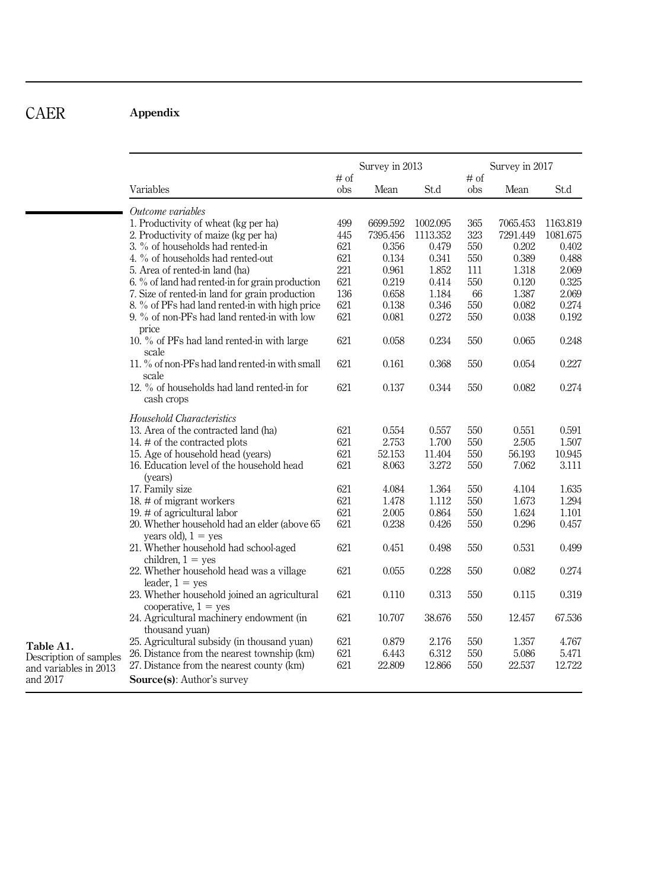## Appendix

**Table A1.** Description of samples and variables in 2013 and 2017

| Variables | Survey in 2013 | | | Survey in 2017 | | |
|---|---|---|---|---|---|---|
| | # of obs | Mean | St.d | # of obs | Mean | St.d |
| *Outcome variables* | | | | | | |
| 1. Productivity of wheat (kg per ha) | 499 | 6699.592 | 1002.095 | 365 | 7065.453 | 1163.819 |
| 2. Productivity of maize (kg per ha) | 445 | 7395.456 | 1113.352 | 323 | 7291.449 | 1081.675 |
| 3. % of households had rented-in | 621 | 0.356 | 0.479 | 550 | 0.202 | 0.402 |
| 4. % of households had rented-out | 621 | 0.134 | 0.341 | 550 | 0.389 | 0.488 |
| 5. Area of rented-in land (ha) | 221 | 0.961 | 1.852 | 111 | 1.318 | 2.069 |
| 6. % of land had rented-in for grain production | 621 | 0.219 | 0.414 | 550 | 0.120 | 0.325 |
| 7. Size of rented-in land for grain production | 136 | 0.658 | 1.184 | 66 | 1.387 | 2.069 |
| 8. % of PFs had land rented-in with high price | 621 | 0.138 | 0.346 | 550 | 0.082 | 0.274 |
| 9. % of non-PFs had land rented-in with low price | 621 | 0.081 | 0.272 | 550 | 0.038 | 0.192 |
| 10. % of PFs had land rented-in with large scale | 621 | 0.058 | 0.234 | 550 | 0.065 | 0.248 |
| 11. % of non-PFs had land rented-in with small scale | 621 | 0.161 | 0.368 | 550 | 0.054 | 0.227 |
| 12. % of households had land rented-in for cash crops | 621 | 0.137 | 0.344 | 550 | 0.082 | 0.274 |
| *Household Characteristics* | | | | | | |
| 13. Area of the contracted land (ha) | 621 | 0.554 | 0.557 | 550 | 0.551 | 0.591 |
| 14. # of the contracted plots | 621 | 2.753 | 1.700 | 550 | 2.505 | 1.507 |
| 15. Age of household head (years) | 621 | 52.153 | 11.404 | 550 | 56.193 | 10.945 |
| 16. Education level of the household head (years) | 621 | 8.063 | 3.272 | 550 | 7.062 | 3.111 |
| 17. Family size | 621 | 4.084 | 1.364 | 550 | 4.104 | 1.635 |
| 18. # of migrant workers | 621 | 1.478 | 1.112 | 550 | 1.673 | 1.294 |
| 19. # of agricultural labor | 621 | 2.005 | 0.864 | 550 | 1.624 | 1.101 |
| 20. Whether household had an elder (above 65 years old), 1 = yes | 621 | 0.238 | 0.426 | 550 | 0.296 | 0.457 |
| 21. Whether household had school-aged children, 1 = yes | 621 | 0.451 | 0.498 | 550 | 0.531 | 0.499 |
| 22. Whether household head was a village leader, 1 = yes | 621 | 0.055 | 0.228 | 550 | 0.082 | 0.274 |
| 23. Whether household joined an agricultural cooperative, 1 = yes | 621 | 0.110 | 0.313 | 550 | 0.115 | 0.319 |
| 24. Agricultural machinery endowment (in thousand yuan) | 621 | 10.707 | 38.676 | 550 | 12.457 | 67.536 |
| 25. Agricultural subsidy (in thousand yuan) | 621 | 0.879 | 2.176 | 550 | 1.357 | 4.767 |
| 26. Distance from the nearest township (km) | 621 | 6.443 | 6.312 | 550 | 5.086 | 5.471 |
| 27. Distance from the nearest county (km) | 621 | 22.809 | 12.866 | 550 | 22.537 | 12.722 |

**Source(s)**: Author's survey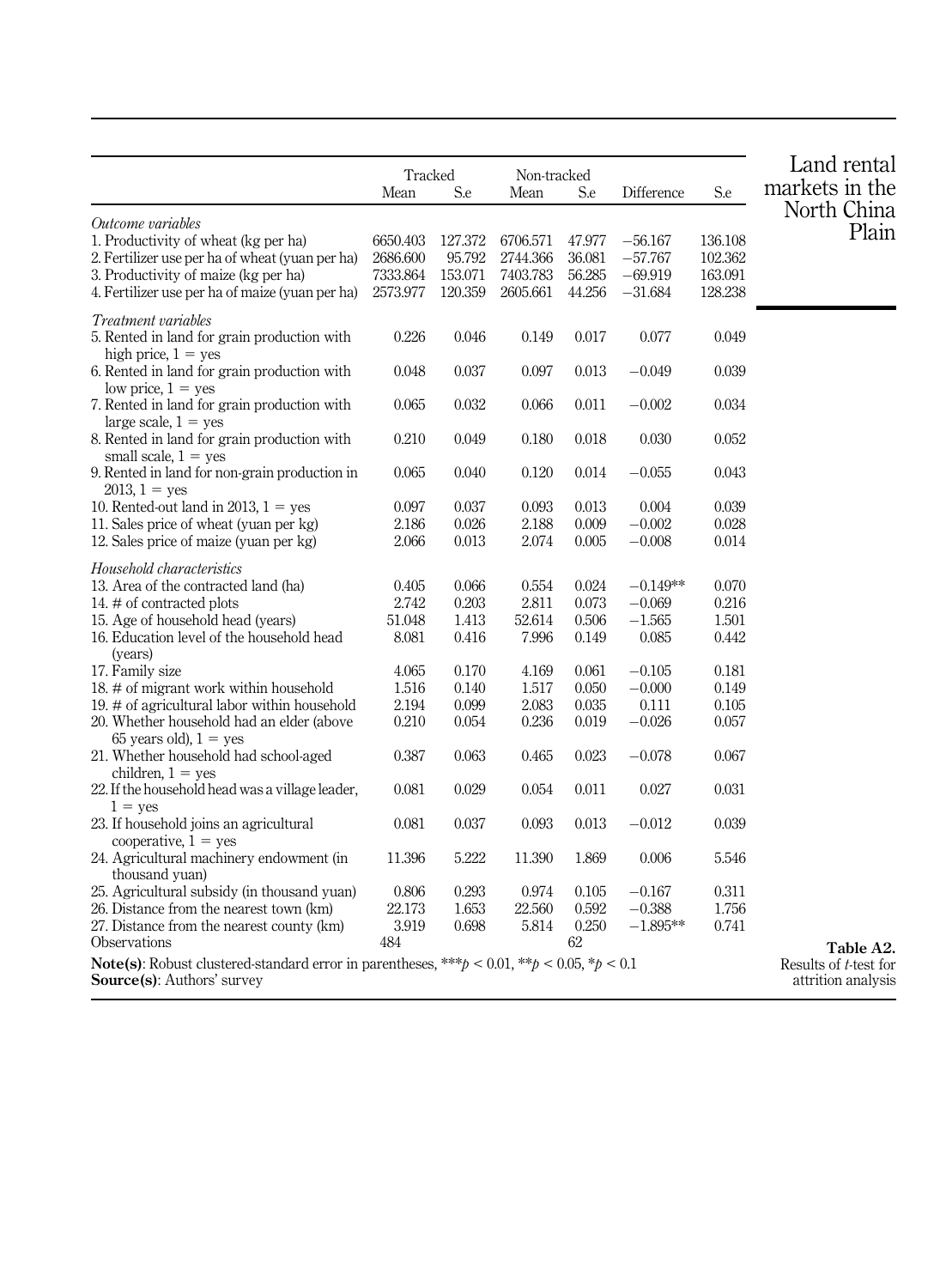**Table A2.** Results of *t*-test for attrition analysis

| | Tracked | | Non-tracked | | | |
|---|---|---|---|---|---|---|
| | Mean | S.e | Mean | S.e | Difference | S.e |
| *Outcome variables* | | | | | | |
| 1. Productivity of wheat (kg per ha) | 6650.403 | 127.372 | 6706.571 | 47.977 | −56.167 | 136.108 |
| 2. Fertilizer use per ha of wheat (yuan per ha) | 2686.600 | 95.792 | 2744.366 | 36.081 | −57.767 | 102.362 |
| 3. Productivity of maize (kg per ha) | 7333.864 | 153.071 | 7403.783 | 56.285 | −69.919 | 163.091 |
| 4. Fertilizer use per ha of maize (yuan per ha) | 2573.977 | 120.359 | 2605.661 | 44.256 | −31.684 | 128.238 |
| *Treatment variables* | | | | | | |
| 5. Rented in land for grain production with high price, 1 = yes | 0.226 | 0.046 | 0.149 | 0.017 | 0.077 | 0.049 |
| 6. Rented in land for grain production with low price, 1 = yes | 0.048 | 0.037 | 0.097 | 0.013 | −0.049 | 0.039 |
| 7. Rented in land for grain production with large scale, 1 = yes | 0.065 | 0.032 | 0.066 | 0.011 | −0.002 | 0.034 |
| 8. Rented in land for grain production with small scale, 1 = yes | 0.210 | 0.049 | 0.180 | 0.018 | 0.030 | 0.052 |
| 9. Rented in land for non-grain production in 2013, 1 = yes | 0.065 | 0.040 | 0.120 | 0.014 | −0.055 | 0.043 |
| 10. Rented-out land in 2013, 1 = yes | 0.097 | 0.037 | 0.093 | 0.013 | 0.004 | 0.039 |
| 11. Sales price of wheat (yuan per kg) | 2.186 | 0.026 | 2.188 | 0.009 | −0.002 | 0.028 |
| 12. Sales price of maize (yuan per kg) | 2.066 | 0.013 | 2.074 | 0.005 | −0.008 | 0.014 |
| *Household characteristics* | | | | | | |
| 13. Area of the contracted land (ha) | 0.405 | 0.066 | 0.554 | 0.024 | −0.149** | 0.070 |
| 14. # of contracted plots | 2.742 | 0.203 | 2.811 | 0.073 | −0.069 | 0.216 |
| 15. Age of household head (years) | 51.048 | 1.413 | 52.614 | 0.506 | −1.565 | 1.501 |
| 16. Education level of the household head (years) | 8.081 | 0.416 | 7.996 | 0.149 | 0.085 | 0.442 |
| 17. Family size | 4.065 | 0.170 | 4.169 | 0.061 | −0.105 | 0.181 |
| 18. # of migrant work within household | 1.516 | 0.140 | 1.517 | 0.050 | −0.000 | 0.149 |
| 19. # of agricultural labor within household | 2.194 | 0.099 | 2.083 | 0.035 | 0.111 | 0.105 |
| 20. Whether household had an elder (above 65 years old), 1 = yes | 0.210 | 0.054 | 0.236 | 0.019 | −0.026 | 0.057 |
| 21. Whether household had school-aged children, 1 = yes | 0.387 | 0.063 | 0.465 | 0.023 | −0.078 | 0.067 |
| 22. If the household head was a village leader, 1 = yes | 0.081 | 0.029 | 0.054 | 0.011 | 0.027 | 0.031 |
| 23. If household joins an agricultural cooperative, 1 = yes | 0.081 | 0.037 | 0.093 | 0.013 | −0.012 | 0.039 |
| 24. Agricultural machinery endowment (in thousand yuan) | 11.396 | 5.222 | 11.390 | 1.869 | 0.006 | 5.546 |
| 25. Agricultural subsidy (in thousand yuan) | 0.806 | 0.293 | 0.974 | 0.105 | −0.167 | 0.311 |
| 26. Distance from the nearest town (km) | 22.173 | 1.653 | 22.560 | 0.592 | −0.388 | 1.756 |
| 27. Distance from the nearest county (km) | 3.919 | 0.698 | 5.814 | 0.250 | −1.895** | 0.741 |
| Observations | 484 | | 62 | | | |

**Note(s)**: Robust clustered-standard error in parentheses, ***$p < 0.01$, **$p < 0.05$, *$p < 0.1$
**Source(s)**: Authors' survey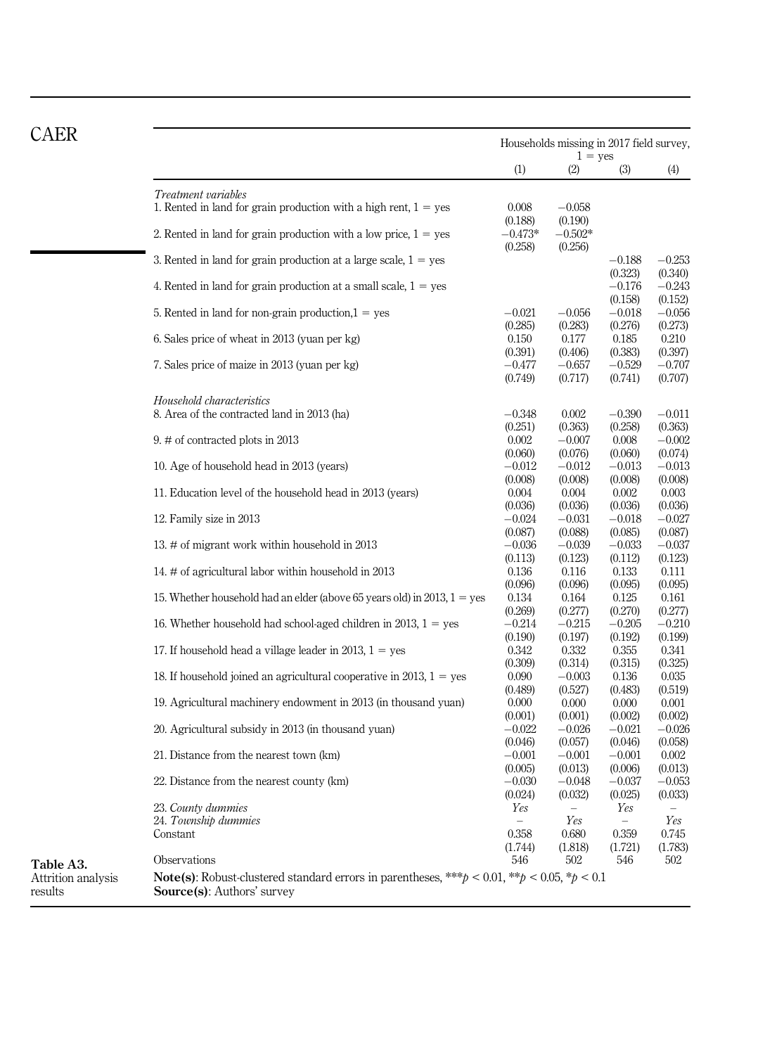**Table A3.** Attrition analysis results

| | Households missing in 2017 field survey, 1 = yes | | | |
|---|---|---|---|---|
| | (1) | (2) | (3) | (4) |
| *Treatment variables* | | | | |
| 1. Rented in land for grain production with a high rent, 1 = yes | 0.008 | −0.058 | | |
| | (0.188) | (0.190) | | |
| 2. Rented in land for grain production with a low price, 1 = yes | −0.473* | −0.502* | | |
| | (0.258) | (0.256) | | |
| 3. Rented in land for grain production at a large scale, 1 = yes | | | −0.188 | −0.253 |
| | | | (0.323) | (0.340) |
| 4. Rented in land for grain production at a small scale, 1 = yes | | | −0.176 | −0.243 |
| | | | (0.158) | (0.152) |
| 5. Rented in land for non-grain production,1 = yes | −0.021 | −0.056 | −0.018 | −0.056 |
| | (0.285) | (0.283) | (0.276) | (0.273) |
| 6. Sales price of wheat in 2013 (yuan per kg) | 0.150 | 0.177 | 0.185 | 0.210 |
| | (0.391) | (0.406) | (0.383) | (0.397) |
| 7. Sales price of maize in 2013 (yuan per kg) | −0.477 | −0.657 | −0.529 | −0.707 |
| | (0.749) | (0.717) | (0.741) | (0.707) |
| *Household characteristics* | | | | |
| 8. Area of the contracted land in 2013 (ha) | −0.348 | 0.002 | −0.390 | −0.011 |
| | (0.251) | (0.363) | (0.258) | (0.363) |
| 9. # of contracted plots in 2013 | 0.002 | −0.007 | 0.008 | −0.002 |
| | (0.060) | (0.076) | (0.060) | (0.074) |
| 10. Age of household head in 2013 (years) | −0.012 | −0.012 | −0.013 | −0.013 |
| | (0.008) | (0.008) | (0.008) | (0.008) |
| 11. Education level of the household head in 2013 (years) | 0.004 | 0.004 | 0.002 | 0.003 |
| | (0.036) | (0.036) | (0.036) | (0.036) |
| 12. Family size in 2013 | −0.024 | −0.031 | −0.018 | −0.027 |
| | (0.087) | (0.088) | (0.085) | (0.087) |
| 13. # of migrant work within household in 2013 | −0.036 | −0.039 | −0.033 | −0.037 |
| | (0.113) | (0.123) | (0.112) | (0.123) |
| 14. # of agricultural labor within household in 2013 | 0.136 | 0.116 | 0.133 | 0.111 |
| | (0.096) | (0.096) | (0.095) | (0.095) |
| 15. Whether household had an elder (above 65 years old) in 2013, 1 = yes | 0.134 | 0.164 | 0.125 | 0.161 |
| | (0.269) | (0.277) | (0.270) | (0.277) |
| 16. Whether household had school-aged children in 2013, 1 = yes | −0.214 | −0.215 | −0.205 | −0.210 |
| | (0.190) | (0.197) | (0.192) | (0.199) |
| 17. If household head a village leader in 2013, 1 = yes | 0.342 | 0.332 | 0.355 | 0.341 |
| | (0.309) | (0.314) | (0.315) | (0.325) |
| 18. If household joined an agricultural cooperative in 2013, 1 = yes | 0.090 | −0.003 | 0.136 | 0.035 |
| | (0.489) | (0.527) | (0.483) | (0.519) |
| 19. Agricultural machinery endowment in 2013 (in thousand yuan) | 0.000 | 0.000 | 0.000 | 0.001 |
| | (0.001) | (0.001) | (0.002) | (0.002) |
| 20. Agricultural subsidy in 2013 (in thousand yuan) | −0.022 | −0.026 | −0.021 | −0.026 |
| | (0.046) | (0.057) | (0.046) | (0.058) |
| 21. Distance from the nearest town (km) | −0.001 | −0.001 | −0.001 | 0.002 |
| | (0.005) | (0.013) | (0.006) | (0.013) |
| 22. Distance from the nearest county (km) | −0.030 | −0.048 | −0.037 | −0.053 |
| | (0.024) | (0.032) | (0.025) | (0.033) |
| 23. *County dummies* | *Yes* | – | *Yes* | – |
| 24. *Township dummies* | – | *Yes* | – | *Yes* |
| Constant | 0.358 | 0.680 | 0.359 | 0.745 |
| | (1.744) | (1.818) | (1.721) | (1.783) |
| Observations | 546 | 502 | 546 | 502 |

**Note(s)**: Robust-clustered standard errors in parentheses, ***$p < 0.01$, **$p < 0.05$, *$p < 0.1$
**Source(s)**: Authors' survey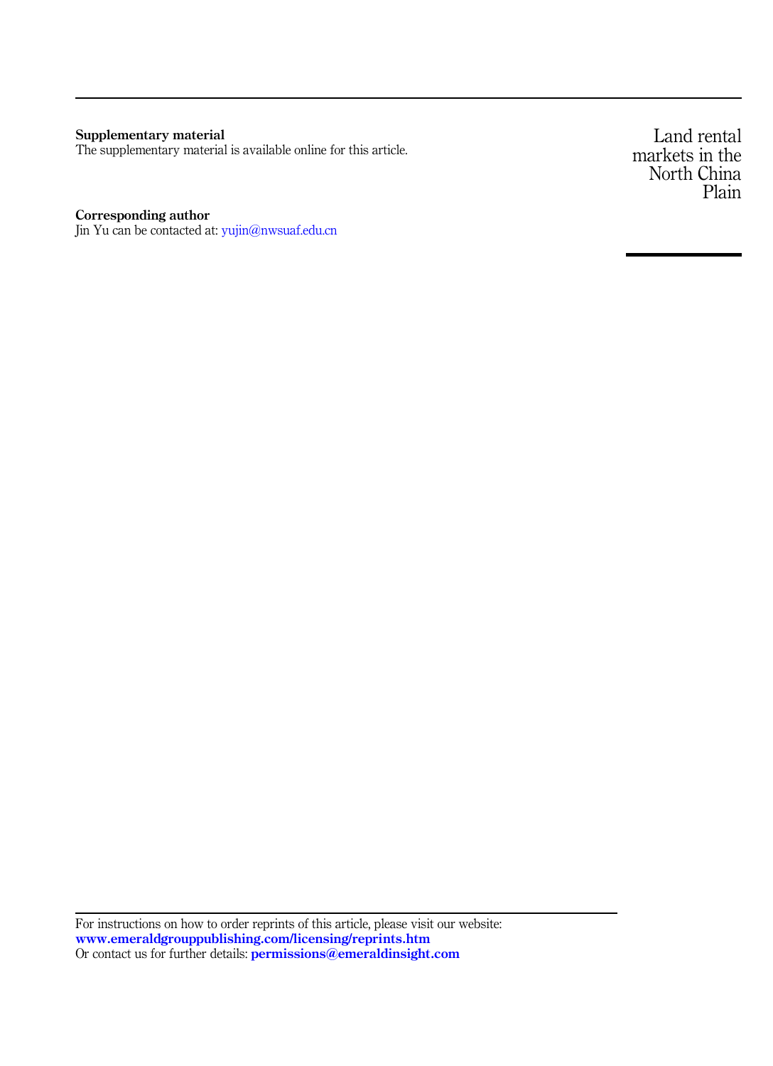**Supplementary material**

The supplementary material is available online for this article.

**Corresponding author**

Jin Yu can be contacted at: yujin@nwsuaf.edu.cn

For instructions on how to order reprints of this article, please visit our website:
**www.emeraldgrouppublishing.com/licensing/reprints.htm**
Or contact us for further details: **permissions@emeraldinsight.com**